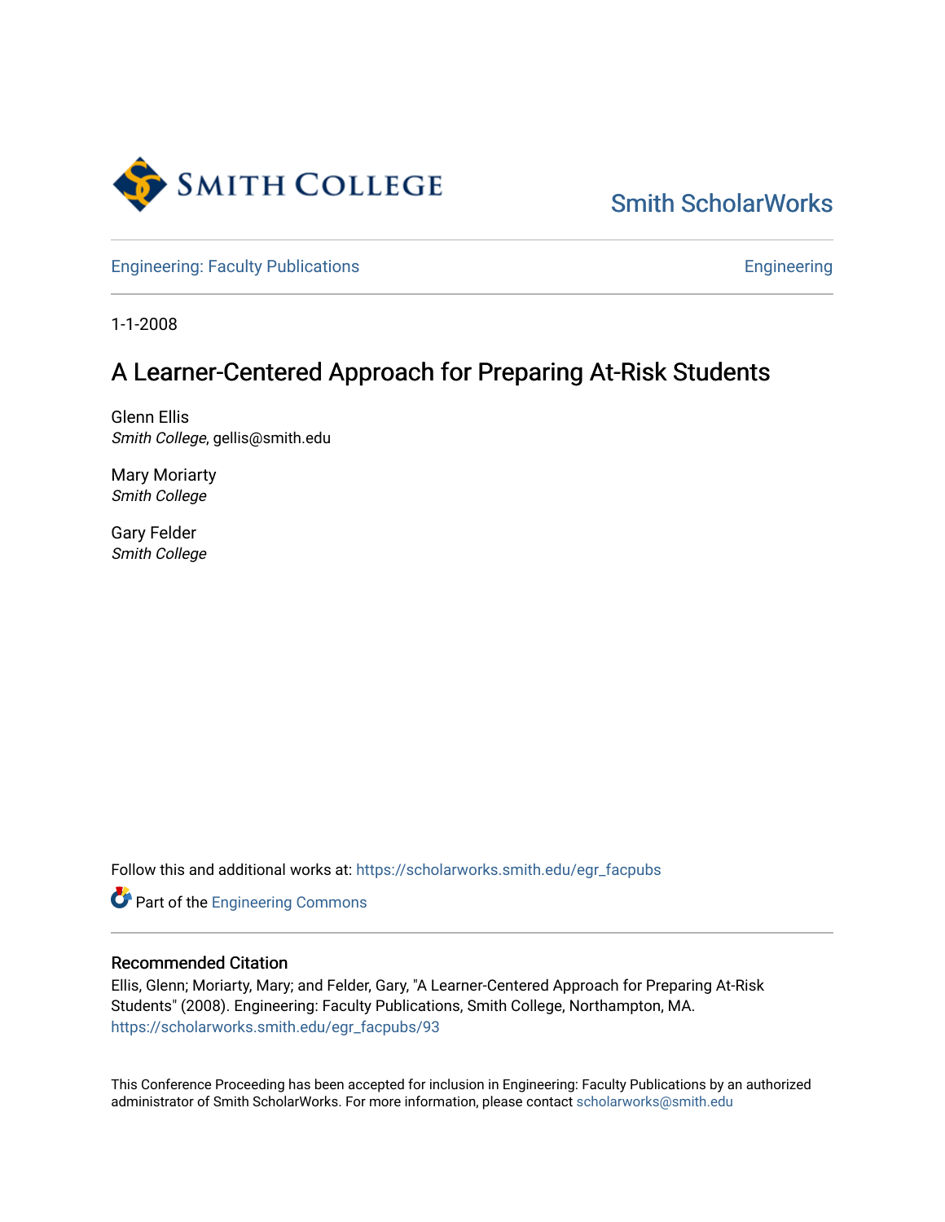Smith ScholarWorks

Engineering: Faculty Publications

Engineering

1-1-2008

# A Learner-Centered Approach for Preparing At-Risk Students

Glenn Ellis
*Smith College*, gellis@smith.edu

Mary Moriarty
*Smith College*

Gary Felder
*Smith College*

Follow this and additional works at: https://scholarworks.smith.edu/egr_facpubs

Part of the Engineering Commons

### Recommended Citation

Ellis, Glenn; Moriarty, Mary; and Felder, Gary, "A Learner-Centered Approach for Preparing At-Risk Students" (2008). Engineering: Faculty Publications, Smith College, Northampton, MA.
https://scholarworks.smith.edu/egr_facpubs/93

This Conference Proceeding has been accepted for inclusion in Engineering: Faculty Publications by an authorized administrator of Smith ScholarWorks. For more information, please contact scholarworks@smith.edu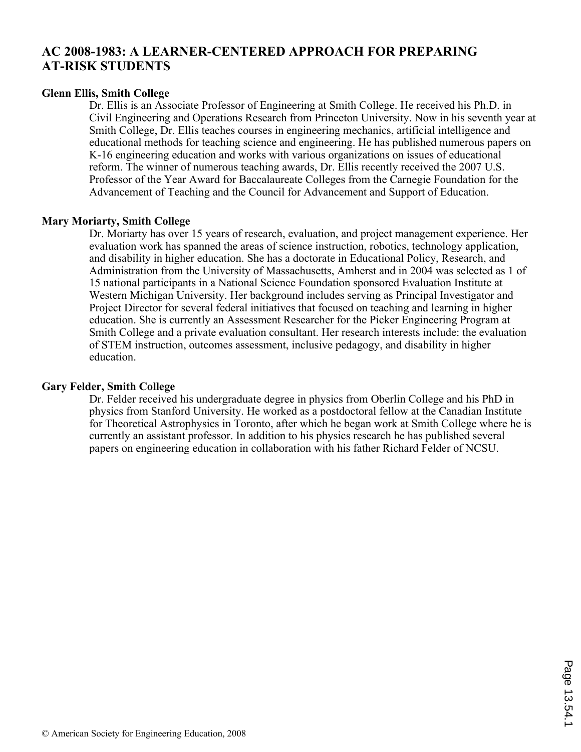# AC 2008-1983: A LEARNER-CENTERED APPROACH FOR PREPARING AT-RISK STUDENTS

**Glenn Ellis, Smith College**

Dr. Ellis is an Associate Professor of Engineering at Smith College. He received his Ph.D. in Civil Engineering and Operations Research from Princeton University. Now in his seventh year at Smith College, Dr. Ellis teaches courses in engineering mechanics, artificial intelligence and educational methods for teaching science and engineering. He has published numerous papers on K-16 engineering education and works with various organizations on issues of educational reform. The winner of numerous teaching awards, Dr. Ellis recently received the 2007 U.S. Professor of the Year Award for Baccalaureate Colleges from the Carnegie Foundation for the Advancement of Teaching and the Council for Advancement and Support of Education.

**Mary Moriarty, Smith College**

Dr. Moriarty has over 15 years of research, evaluation, and project management experience. Her evaluation work has spanned the areas of science instruction, robotics, technology application, and disability in higher education. She has a doctorate in Educational Policy, Research, and Administration from the University of Massachusetts, Amherst and in 2004 was selected as 1 of 15 national participants in a National Science Foundation sponsored Evaluation Institute at Western Michigan University. Her background includes serving as Principal Investigator and Project Director for several federal initiatives that focused on teaching and learning in higher education. She is currently an Assessment Researcher for the Picker Engineering Program at Smith College and a private evaluation consultant. Her research interests include: the evaluation of STEM instruction, outcomes assessment, inclusive pedagogy, and disability in higher education.

**Gary Felder, Smith College**

Dr. Felder received his undergraduate degree in physics from Oberlin College and his PhD in physics from Stanford University. He worked as a postdoctoral fellow at the Canadian Institute for Theoretical Astrophysics in Toronto, after which he began work at Smith College where he is currently an assistant professor. In addition to his physics research he has published several papers on engineering education in collaboration with his father Richard Felder of NCSU.

© American Society for Engineering Education, 2008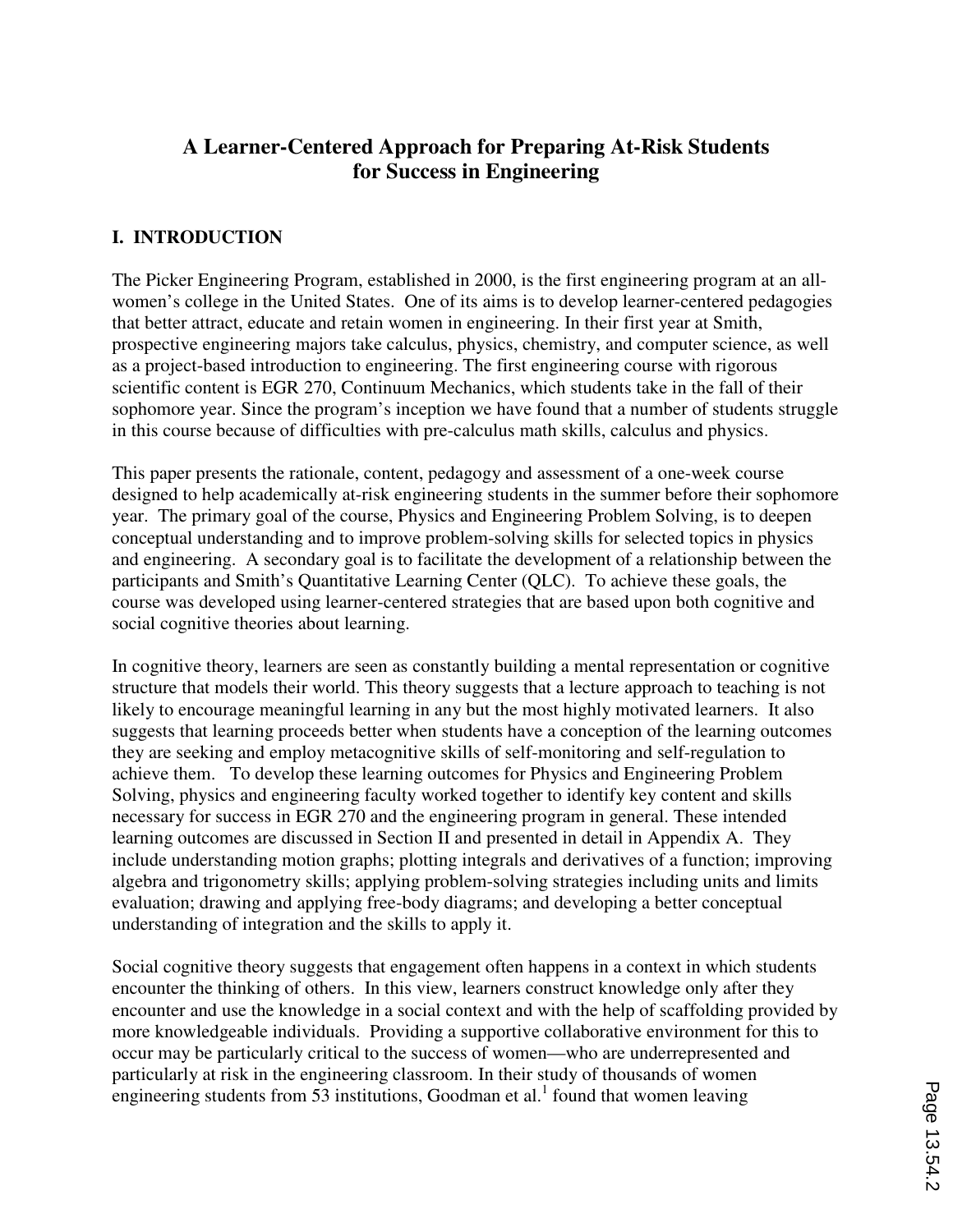# A Learner-Centered Approach for Preparing At-Risk Students for Success in Engineering

## I. INTRODUCTION

The Picker Engineering Program, established in 2000, is the first engineering program at an all-women's college in the United States. One of its aims is to develop learner-centered pedagogies that better attract, educate and retain women in engineering. In their first year at Smith, prospective engineering majors take calculus, physics, chemistry, and computer science, as well as a project-based introduction to engineering. The first engineering course with rigorous scientific content is EGR 270, Continuum Mechanics, which students take in the fall of their sophomore year. Since the program's inception we have found that a number of students struggle in this course because of difficulties with pre-calculus math skills, calculus and physics.

This paper presents the rationale, content, pedagogy and assessment of a one-week course designed to help academically at-risk engineering students in the summer before their sophomore year. The primary goal of the course, Physics and Engineering Problem Solving, is to deepen conceptual understanding and to improve problem-solving skills for selected topics in physics and engineering. A secondary goal is to facilitate the development of a relationship between the participants and Smith's Quantitative Learning Center (QLC). To achieve these goals, the course was developed using learner-centered strategies that are based upon both cognitive and social cognitive theories about learning.

In cognitive theory, learners are seen as constantly building a mental representation or cognitive structure that models their world. This theory suggests that a lecture approach to teaching is not likely to encourage meaningful learning in any but the most highly motivated learners. It also suggests that learning proceeds better when students have a conception of the learning outcomes they are seeking and employ metacognitive skills of self-monitoring and self-regulation to achieve them. To develop these learning outcomes for Physics and Engineering Problem Solving, physics and engineering faculty worked together to identify key content and skills necessary for success in EGR 270 and the engineering program in general. These intended learning outcomes are discussed in Section II and presented in detail in Appendix A. They include understanding motion graphs; plotting integrals and derivatives of a function; improving algebra and trigonometry skills; applying problem-solving strategies including units and limits evaluation; drawing and applying free-body diagrams; and developing a better conceptual understanding of integration and the skills to apply it.

Social cognitive theory suggests that engagement often happens in a context in which students encounter the thinking of others. In this view, learners construct knowledge only after they encounter and use the knowledge in a social context and with the help of scaffolding provided by more knowledgeable individuals. Providing a supportive collaborative environment for this to occur may be particularly critical to the success of women—who are underrepresented and particularly at risk in the engineering classroom. In their study of thousands of women engineering students from 53 institutions, Goodman et al.[1] found that women leaving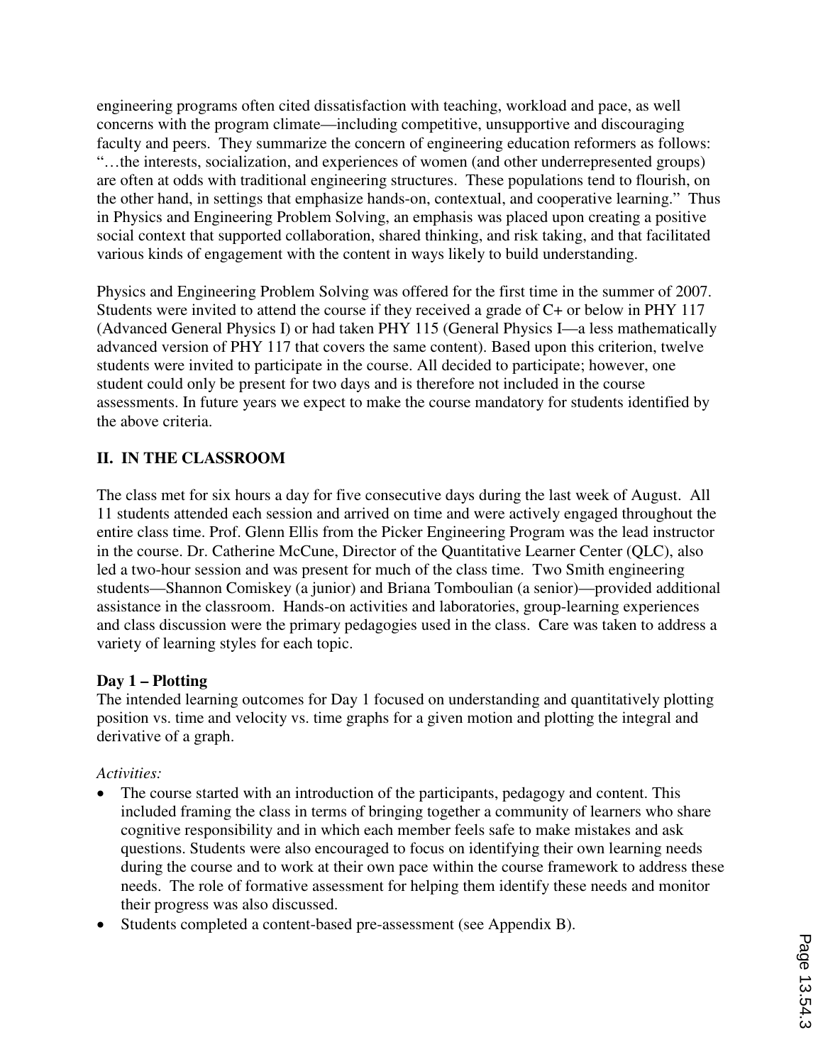engineering programs often cited dissatisfaction with teaching, workload and pace, as well concerns with the program climate—including competitive, unsupportive and discouraging faculty and peers. They summarize the concern of engineering education reformers as follows: "…the interests, socialization, and experiences of women (and other underrepresented groups) are often at odds with traditional engineering structures. These populations tend to flourish, on the other hand, in settings that emphasize hands-on, contextual, and cooperative learning." Thus in Physics and Engineering Problem Solving, an emphasis was placed upon creating a positive social context that supported collaboration, shared thinking, and risk taking, and that facilitated various kinds of engagement with the content in ways likely to build understanding.

Physics and Engineering Problem Solving was offered for the first time in the summer of 2007. Students were invited to attend the course if they received a grade of C+ or below in PHY 117 (Advanced General Physics I) or had taken PHY 115 (General Physics I—a less mathematically advanced version of PHY 117 that covers the same content). Based upon this criterion, twelve students were invited to participate in the course. All decided to participate; however, one student could only be present for two days and is therefore not included in the course assessments. In future years we expect to make the course mandatory for students identified by the above criteria.

## II. IN THE CLASSROOM

The class met for six hours a day for five consecutive days during the last week of August. All 11 students attended each session and arrived on time and were actively engaged throughout the entire class time. Prof. Glenn Ellis from the Picker Engineering Program was the lead instructor in the course. Dr. Catherine McCune, Director of the Quantitative Learner Center (QLC), also led a two-hour session and was present for much of the class time. Two Smith engineering students—Shannon Comiskey (a junior) and Briana Tomboulian (a senior)—provided additional assistance in the classroom. Hands-on activities and laboratories, group-learning experiences and class discussion were the primary pedagogies used in the class. Care was taken to address a variety of learning styles for each topic.

### Day 1 – Plotting

The intended learning outcomes for Day 1 focused on understanding and quantitatively plotting position vs. time and velocity vs. time graphs for a given motion and plotting the integral and derivative of a graph.

*Activities:*

- The course started with an introduction of the participants, pedagogy and content. This included framing the class in terms of bringing together a community of learners who share cognitive responsibility and in which each member feels safe to make mistakes and ask questions. Students were also encouraged to focus on identifying their own learning needs during the course and to work at their own pace within the course framework to address these needs. The role of formative assessment for helping them identify these needs and monitor their progress was also discussed.
- Students completed a content-based pre-assessment (see Appendix B).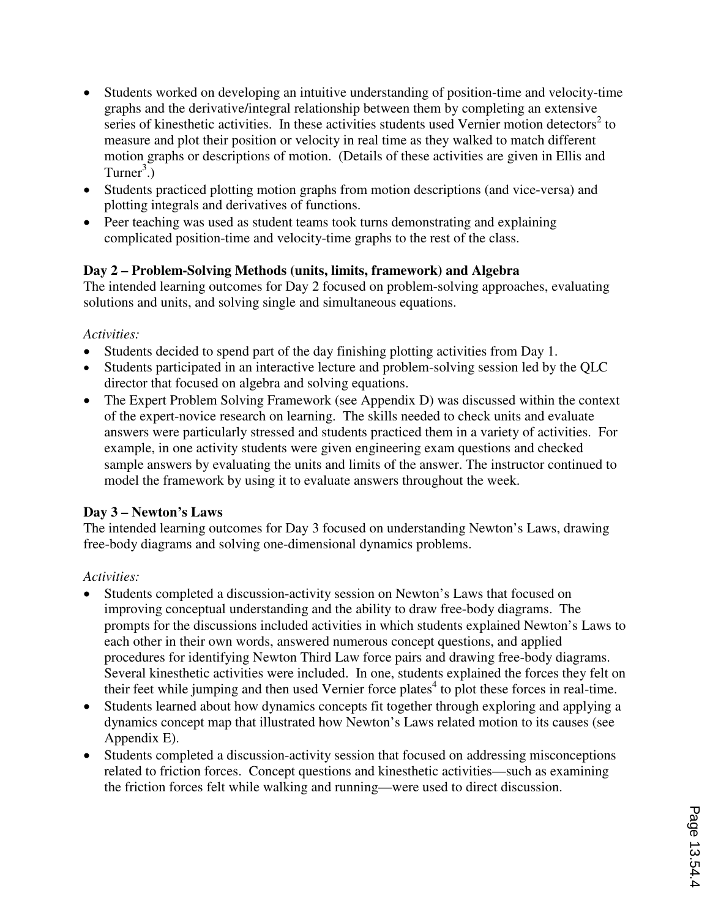- Students worked on developing an intuitive understanding of position-time and velocity-time graphs and the derivative/integral relationship between them by completing an extensive series of kinesthetic activities. In these activities students used Vernier motion detectors[2] to measure and plot their position or velocity in real time as they walked to match different motion graphs or descriptions of motion. (Details of these activities are given in Ellis and Turner[3].)
- Students practiced plotting motion graphs from motion descriptions (and vice-versa) and plotting integrals and derivatives of functions.
- Peer teaching was used as student teams took turns demonstrating and explaining complicated position-time and velocity-time graphs to the rest of the class.

**Day 2 – Problem-Solving Methods (units, limits, framework) and Algebra**

The intended learning outcomes for Day 2 focused on problem-solving approaches, evaluating solutions and units, and solving single and simultaneous equations.

*Activities:*

- Students decided to spend part of the day finishing plotting activities from Day 1.
- Students participated in an interactive lecture and problem-solving session led by the QLC director that focused on algebra and solving equations.
- The Expert Problem Solving Framework (see Appendix D) was discussed within the context of the expert-novice research on learning. The skills needed to check units and evaluate answers were particularly stressed and students practiced them in a variety of activities. For example, in one activity students were given engineering exam questions and checked sample answers by evaluating the units and limits of the answer. The instructor continued to model the framework by using it to evaluate answers throughout the week.

**Day 3 – Newton's Laws**

The intended learning outcomes for Day 3 focused on understanding Newton's Laws, drawing free-body diagrams and solving one-dimensional dynamics problems.

*Activities:*

- Students completed a discussion-activity session on Newton's Laws that focused on improving conceptual understanding and the ability to draw free-body diagrams. The prompts for the discussions included activities in which students explained Newton's Laws to each other in their own words, answered numerous concept questions, and applied procedures for identifying Newton Third Law force pairs and drawing free-body diagrams. Several kinesthetic activities were included. In one, students explained the forces they felt on their feet while jumping and then used Vernier force plates[4] to plot these forces in real-time.
- Students learned about how dynamics concepts fit together through exploring and applying a dynamics concept map that illustrated how Newton's Laws related motion to its causes (see Appendix E).
- Students completed a discussion-activity session that focused on addressing misconceptions related to friction forces. Concept questions and kinesthetic activities—such as examining the friction forces felt while walking and running—were used to direct discussion.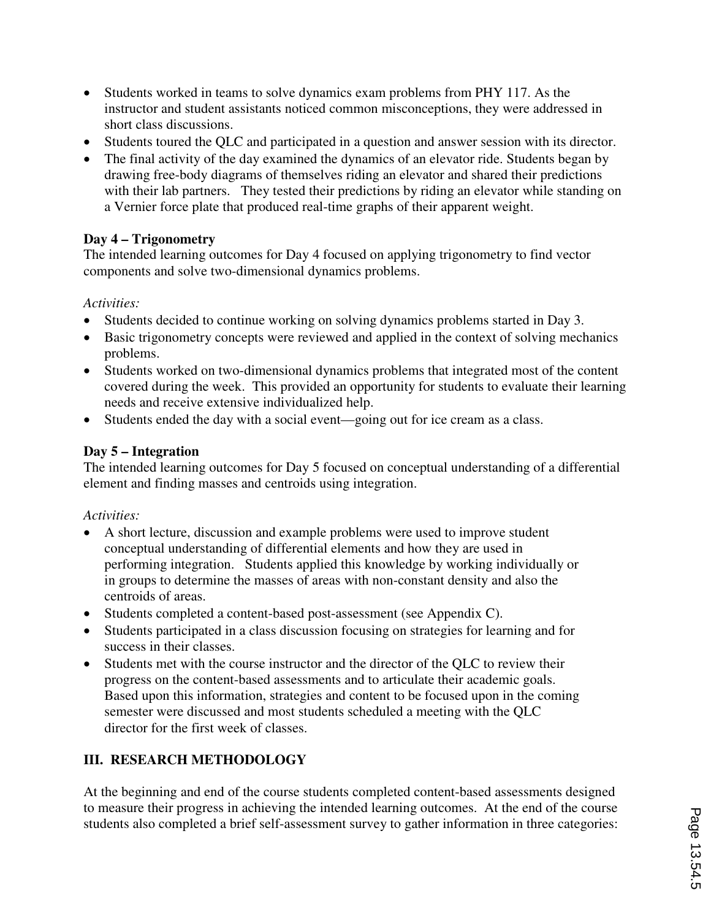- Students worked in teams to solve dynamics exam problems from PHY 117. As the instructor and student assistants noticed common misconceptions, they were addressed in short class discussions.
- Students toured the QLC and participated in a question and answer session with its director.
- The final activity of the day examined the dynamics of an elevator ride. Students began by drawing free-body diagrams of themselves riding an elevator and shared their predictions with their lab partners. They tested their predictions by riding an elevator while standing on a Vernier force plate that produced real-time graphs of their apparent weight.

**Day 4 – Trigonometry**
The intended learning outcomes for Day 4 focused on applying trigonometry to find vector components and solve two-dimensional dynamics problems.

*Activities:*

- Students decided to continue working on solving dynamics problems started in Day 3.
- Basic trigonometry concepts were reviewed and applied in the context of solving mechanics problems.
- Students worked on two-dimensional dynamics problems that integrated most of the content covered during the week. This provided an opportunity for students to evaluate their learning needs and receive extensive individualized help.
- Students ended the day with a social event—going out for ice cream as a class.

**Day 5 – Integration**
The intended learning outcomes for Day 5 focused on conceptual understanding of a differential element and finding masses and centroids using integration.

*Activities:*

- A short lecture, discussion and example problems were used to improve student conceptual understanding of differential elements and how they are used in performing integration. Students applied this knowledge by working individually or in groups to determine the masses of areas with non-constant density and also the centroids of areas.
- Students completed a content-based post-assessment (see Appendix C).
- Students participated in a class discussion focusing on strategies for learning and for success in their classes.
- Students met with the course instructor and the director of the QLC to review their progress on the content-based assessments and to articulate their academic goals. Based upon this information, strategies and content to be focused upon in the coming semester were discussed and most students scheduled a meeting with the QLC director for the first week of classes.

## III. RESEARCH METHODOLOGY

At the beginning and end of the course students completed content-based assessments designed to measure their progress in achieving the intended learning outcomes. At the end of the course students also completed a brief self-assessment survey to gather information in three categories: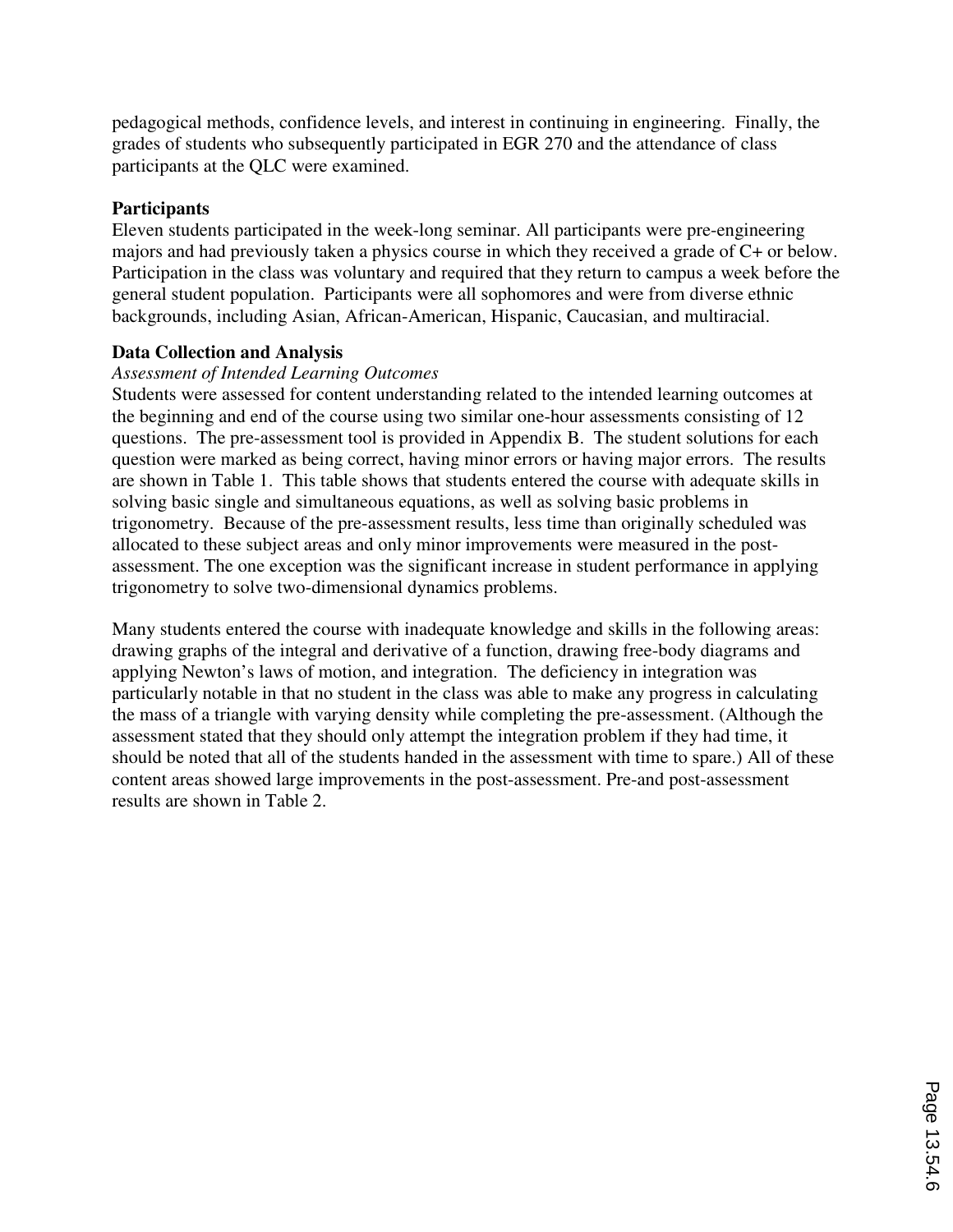pedagogical methods, confidence levels, and interest in continuing in engineering. Finally, the grades of students who subsequently participated in EGR 270 and the attendance of class participants at the QLC were examined.

**Participants**

Eleven students participated in the week-long seminar. All participants were pre-engineering majors and had previously taken a physics course in which they received a grade of C+ or below. Participation in the class was voluntary and required that they return to campus a week before the general student population. Participants were all sophomores and were from diverse ethnic backgrounds, including Asian, African-American, Hispanic, Caucasian, and multiracial.

**Data Collection and Analysis**

*Assessment of Intended Learning Outcomes*

Students were assessed for content understanding related to the intended learning outcomes at the beginning and end of the course using two similar one-hour assessments consisting of 12 questions. The pre-assessment tool is provided in Appendix B. The student solutions for each question were marked as being correct, having minor errors or having major errors. The results are shown in Table 1. This table shows that students entered the course with adequate skills in solving basic single and simultaneous equations, as well as solving basic problems in trigonometry. Because of the pre-assessment results, less time than originally scheduled was allocated to these subject areas and only minor improvements were measured in the post-assessment. The one exception was the significant increase in student performance in applying trigonometry to solve two-dimensional dynamics problems.

Many students entered the course with inadequate knowledge and skills in the following areas: drawing graphs of the integral and derivative of a function, drawing free-body diagrams and applying Newton's laws of motion, and integration. The deficiency in integration was particularly notable in that no student in the class was able to make any progress in calculating the mass of a triangle with varying density while completing the pre-assessment. (Although the assessment stated that they should only attempt the integration problem if they had time, it should be noted that all of the students handed in the assessment with time to spare.) All of these content areas showed large improvements in the post-assessment. Pre-and post-assessment results are shown in Table 2.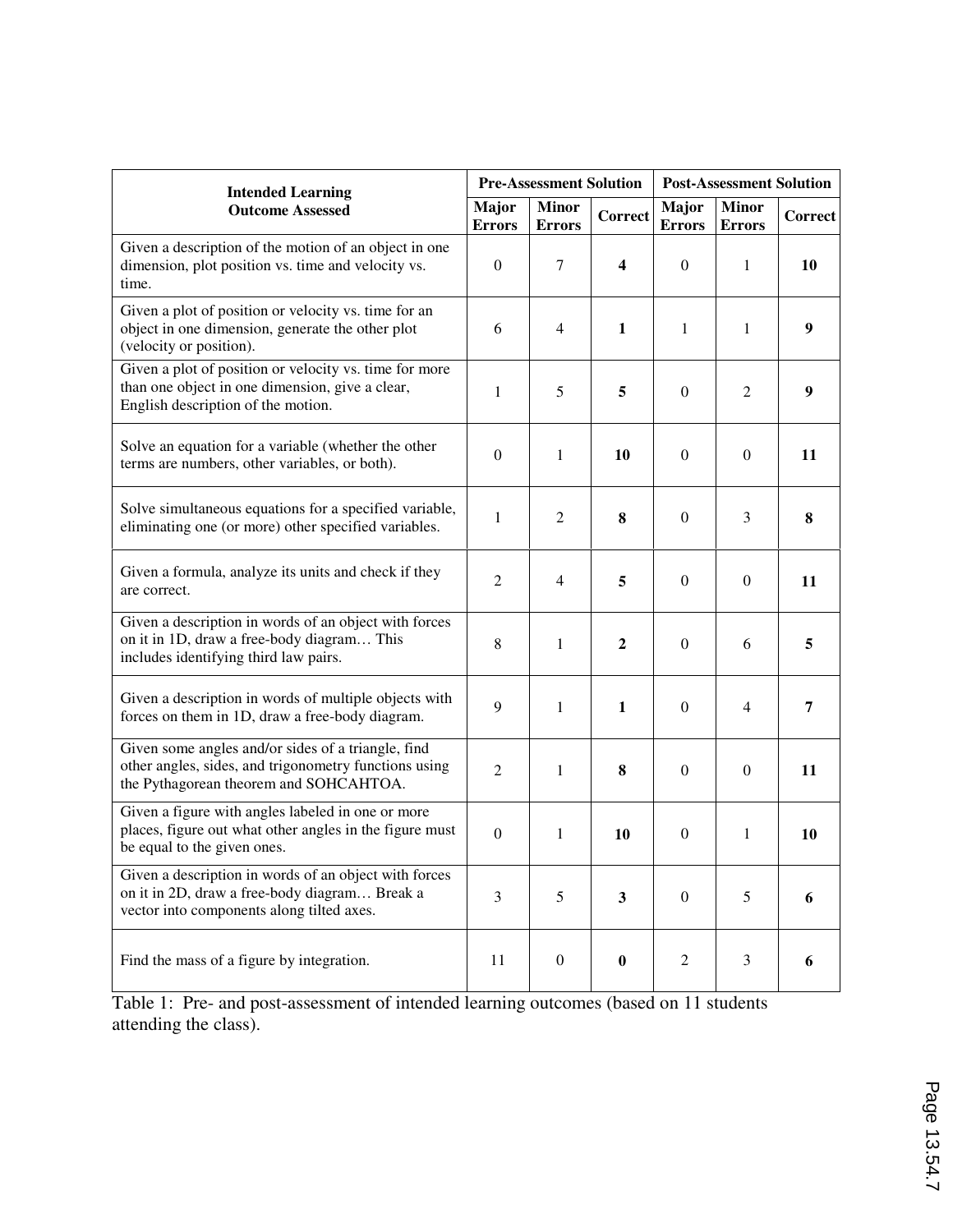| Intended Learning Outcome Assessed | Pre-Assessment Solution | | | Post-Assessment Solution | | |
|---|---|---|---|---|---|---|
| | Major Errors | Minor Errors | Correct | Major Errors | Minor Errors | Correct |
| Given a description of the motion of an object in one dimension, plot position vs. time and velocity vs. time. | 0 | 7 | **4** | 0 | 1 | **10** |
| Given a plot of position or velocity vs. time for an object in one dimension, generate the other plot (velocity or position). | 6 | 4 | **1** | 1 | 1 | **9** |
| Given a plot of position or velocity vs. time for more than one object in one dimension, give a clear, English description of the motion. | 1 | 5 | **5** | 0 | 2 | **9** |
| Solve an equation for a variable (whether the other terms are numbers, other variables, or both). | 0 | 1 | **10** | 0 | 0 | **11** |
| Solve simultaneous equations for a specified variable, eliminating one (or more) other specified variables. | 1 | 2 | **8** | 0 | 3 | **8** |
| Given a formula, analyze its units and check if they are correct. | 2 | 4 | **5** | 0 | 0 | **11** |
| Given a description in words of an object with forces on it in 1D, draw a free-body diagram… This includes identifying third law pairs. | 8 | 1 | **2** | 0 | 6 | **5** |
| Given a description in words of multiple objects with forces on them in 1D, draw a free-body diagram. | 9 | 1 | **1** | 0 | 4 | **7** |
| Given some angles and/or sides of a triangle, find other angles, sides, and trigonometry functions using the Pythagorean theorem and SOHCAHTOA. | 2 | 1 | **8** | 0 | 0 | **11** |
| Given a figure with angles labeled in one or more places, figure out what other angles in the figure must be equal to the given ones. | 0 | 1 | **10** | 0 | 1 | **10** |
| Given a description in words of an object with forces on it in 2D, draw a free-body diagram… Break a vector into components along tilted axes. | 3 | 5 | **3** | 0 | 5 | **6** |
| Find the mass of a figure by integration. | 11 | 0 | **0** | 2 | 3 | **6** |

Table 1: Pre- and post-assessment of intended learning outcomes (based on 11 students attending the class).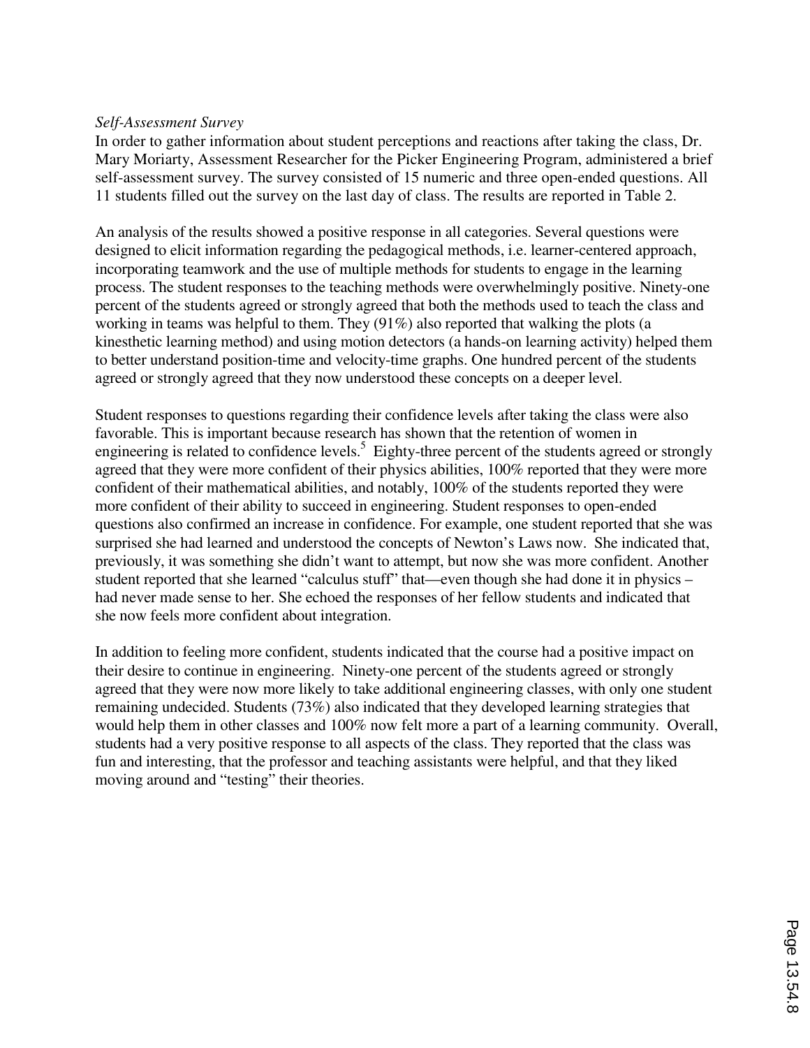*Self-Assessment Survey*

In order to gather information about student perceptions and reactions after taking the class, Dr. Mary Moriarty, Assessment Researcher for the Picker Engineering Program, administered a brief self-assessment survey. The survey consisted of 15 numeric and three open-ended questions. All 11 students filled out the survey on the last day of class. The results are reported in Table 2.

An analysis of the results showed a positive response in all categories. Several questions were designed to elicit information regarding the pedagogical methods, i.e. learner-centered approach, incorporating teamwork and the use of multiple methods for students to engage in the learning process. The student responses to the teaching methods were overwhelmingly positive. Ninety-one percent of the students agreed or strongly agreed that both the methods used to teach the class and working in teams was helpful to them. They (91%) also reported that walking the plots (a kinesthetic learning method) and using motion detectors (a hands-on learning activity) helped them to better understand position-time and velocity-time graphs. One hundred percent of the students agreed or strongly agreed that they now understood these concepts on a deeper level.

Student responses to questions regarding their confidence levels after taking the class were also favorable. This is important because research has shown that the retention of women in engineering is related to confidence levels.[5] Eighty-three percent of the students agreed or strongly agreed that they were more confident of their physics abilities, 100% reported that they were more confident of their mathematical abilities, and notably, 100% of the students reported they were more confident of their ability to succeed in engineering. Student responses to open-ended questions also confirmed an increase in confidence. For example, one student reported that she was surprised she had learned and understood the concepts of Newton's Laws now. She indicated that, previously, it was something she didn't want to attempt, but now she was more confident. Another student reported that she learned "calculus stuff" that—even though she had done it in physics – had never made sense to her. She echoed the responses of her fellow students and indicated that she now feels more confident about integration.

In addition to feeling more confident, students indicated that the course had a positive impact on their desire to continue in engineering. Ninety-one percent of the students agreed or strongly agreed that they were now more likely to take additional engineering classes, with only one student remaining undecided. Students (73%) also indicated that they developed learning strategies that would help them in other classes and 100% now felt more a part of a learning community. Overall, students had a very positive response to all aspects of the class. They reported that the class was fun and interesting, that the professor and teaching assistants were helpful, and that they liked moving around and "testing" their theories.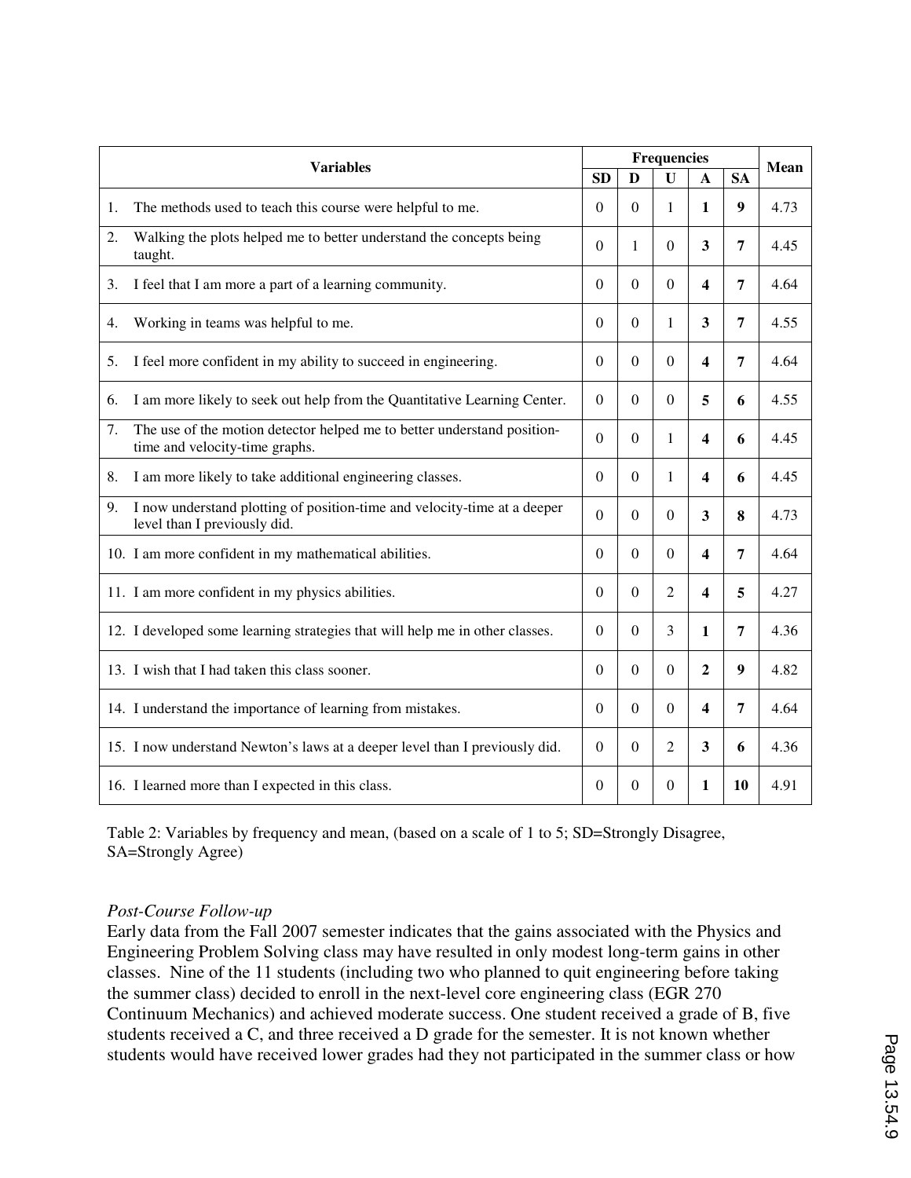| Variables | Frequencies | | | | | Mean |
|---|---|---|---|---|---|---|
| | SD | D | U | A | SA | |
| 1. The methods used to teach this course were helpful to me. | 0 | 0 | 1 | **1** | **9** | 4.73 |
| 2. Walking the plots helped me to better understand the concepts being taught. | 0 | 1 | 0 | **3** | **7** | 4.45 |
| 3. I feel that I am more a part of a learning community. | 0 | 0 | 0 | **4** | **7** | 4.64 |
| 4. Working in teams was helpful to me. | 0 | 0 | 1 | **3** | **7** | 4.55 |
| 5. I feel more confident in my ability to succeed in engineering. | 0 | 0 | 0 | **4** | **7** | 4.64 |
| 6. I am more likely to seek out help from the Quantitative Learning Center. | 0 | 0 | 0 | **5** | **6** | 4.55 |
| 7. The use of the motion detector helped me to better understand position-time and velocity-time graphs. | 0 | 0 | 1 | **4** | **6** | 4.45 |
| 8. I am more likely to take additional engineering classes. | 0 | 0 | 1 | **4** | **6** | 4.45 |
| 9. I now understand plotting of position-time and velocity-time at a deeper level than I previously did. | 0 | 0 | 0 | **3** | **8** | 4.73 |
| 10. I am more confident in my mathematical abilities. | 0 | 0 | 0 | **4** | **7** | 4.64 |
| 11. I am more confident in my physics abilities. | 0 | 0 | 2 | **4** | **5** | 4.27 |
| 12. I developed some learning strategies that will help me in other classes. | 0 | 0 | 3 | **1** | **7** | 4.36 |
| 13. I wish that I had taken this class sooner. | 0 | 0 | 0 | **2** | **9** | 4.82 |
| 14. I understand the importance of learning from mistakes. | 0 | 0 | 0 | **4** | **7** | 4.64 |
| 15. I now understand Newton's laws at a deeper level than I previously did. | 0 | 0 | 2 | **3** | **6** | 4.36 |
| 16. I learned more than I expected in this class. | 0 | 0 | 0 | **1** | **10** | 4.91 |

Table 2: Variables by frequency and mean, (based on a scale of 1 to 5; SD=Strongly Disagree, SA=Strongly Agree)

*Post-Course Follow-up*

Early data from the Fall 2007 semester indicates that the gains associated with the Physics and Engineering Problem Solving class may have resulted in only modest long-term gains in other classes. Nine of the 11 students (including two who planned to quit engineering before taking the summer class) decided to enroll in the next-level core engineering class (EGR 270 Continuum Mechanics) and achieved moderate success. One student received a grade of B, five students received a C, and three received a D grade for the semester. It is not known whether students would have received lower grades had they not participated in the summer class or how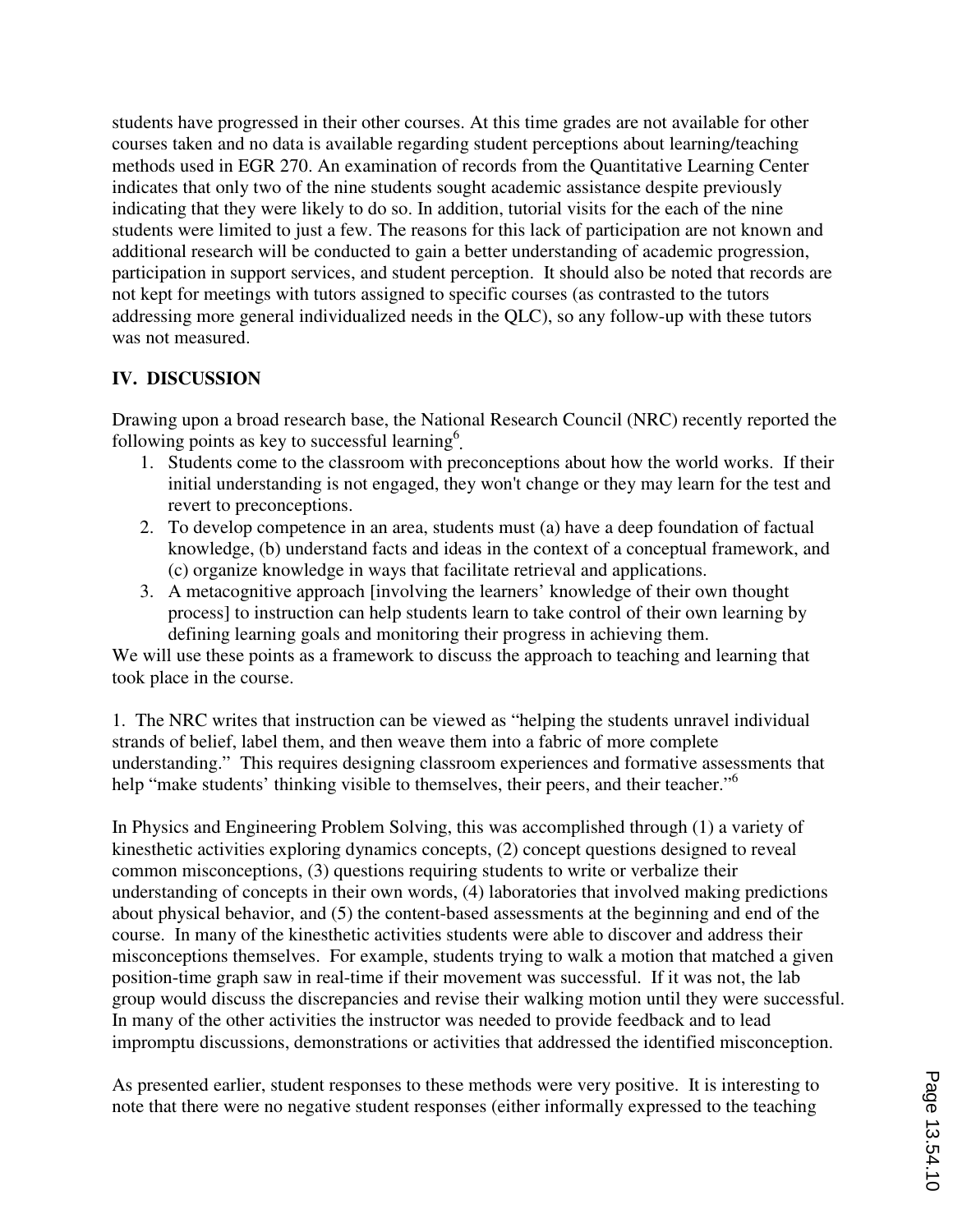students have progressed in their other courses. At this time grades are not available for other courses taken and no data is available regarding student perceptions about learning/teaching methods used in EGR 270. An examination of records from the Quantitative Learning Center indicates that only two of the nine students sought academic assistance despite previously indicating that they were likely to do so. In addition, tutorial visits for the each of the nine students were limited to just a few. The reasons for this lack of participation are not known and additional research will be conducted to gain a better understanding of academic progression, participation in support services, and student perception. It should also be noted that records are not kept for meetings with tutors assigned to specific courses (as contrasted to the tutors addressing more general individualized needs in the QLC), so any follow-up with these tutors was not measured.

## IV. DISCUSSION

Drawing upon a broad research base, the National Research Council (NRC) recently reported the following points as key to successful learning[6].

1. Students come to the classroom with preconceptions about how the world works. If their initial understanding is not engaged, they won't change or they may learn for the test and revert to preconceptions.
2. To develop competence in an area, students must (a) have a deep foundation of factual knowledge, (b) understand facts and ideas in the context of a conceptual framework, and (c) organize knowledge in ways that facilitate retrieval and applications.
3. A metacognitive approach [involving the learners' knowledge of their own thought process] to instruction can help students learn to take control of their own learning by defining learning goals and monitoring their progress in achieving them.

We will use these points as a framework to discuss the approach to teaching and learning that took place in the course.

1. The NRC writes that instruction can be viewed as "helping the students unravel individual strands of belief, label them, and then weave them into a fabric of more complete understanding." This requires designing classroom experiences and formative assessments that help "make students' thinking visible to themselves, their peers, and their teacher."[6]

In Physics and Engineering Problem Solving, this was accomplished through (1) a variety of kinesthetic activities exploring dynamics concepts, (2) concept questions designed to reveal common misconceptions, (3) questions requiring students to write or verbalize their understanding of concepts in their own words, (4) laboratories that involved making predictions about physical behavior, and (5) the content-based assessments at the beginning and end of the course. In many of the kinesthetic activities students were able to discover and address their misconceptions themselves. For example, students trying to walk a motion that matched a given position-time graph saw in real-time if their movement was successful. If it was not, the lab group would discuss the discrepancies and revise their walking motion until they were successful. In many of the other activities the instructor was needed to provide feedback and to lead impromptu discussions, demonstrations or activities that addressed the identified misconception.

As presented earlier, student responses to these methods were very positive. It is interesting to note that there were no negative student responses (either informally expressed to the teaching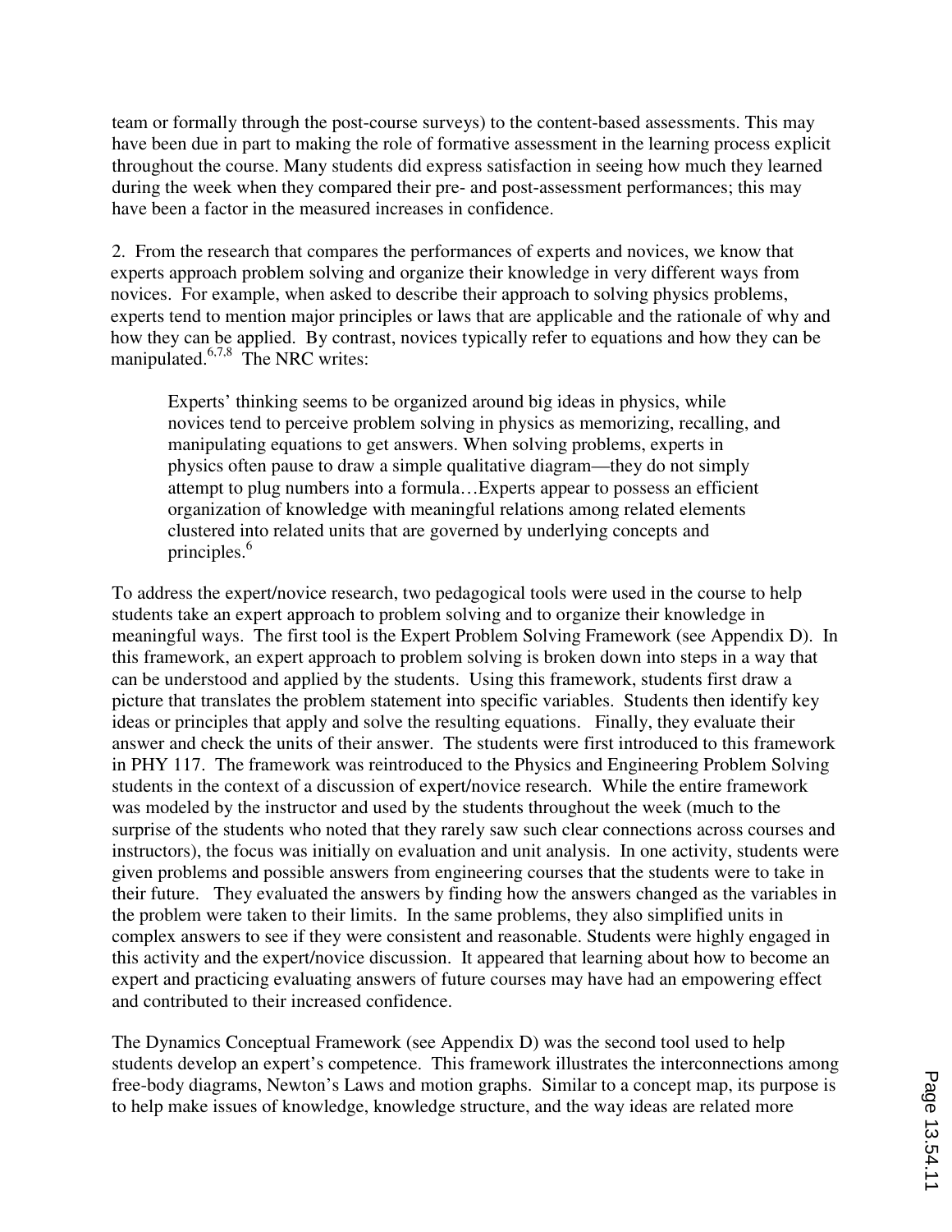team or formally through the post-course surveys) to the content-based assessments. This may have been due in part to making the role of formative assessment in the learning process explicit throughout the course. Many students did express satisfaction in seeing how much they learned during the week when they compared their pre- and post-assessment performances; this may have been a factor in the measured increases in confidence.

2. From the research that compares the performances of experts and novices, we know that experts approach problem solving and organize their knowledge in very different ways from novices. For example, when asked to describe their approach to solving physics problems, experts tend to mention major principles or laws that are applicable and the rationale of why and how they can be applied. By contrast, novices typically refer to equations and how they can be manipulated.[6,7,8] The NRC writes:

> Experts' thinking seems to be organized around big ideas in physics, while novices tend to perceive problem solving in physics as memorizing, recalling, and manipulating equations to get answers. When solving problems, experts in physics often pause to draw a simple qualitative diagram—they do not simply attempt to plug numbers into a formula…Experts appear to possess an efficient organization of knowledge with meaningful relations among related elements clustered into related units that are governed by underlying concepts and principles.[6]

To address the expert/novice research, two pedagogical tools were used in the course to help students take an expert approach to problem solving and to organize their knowledge in meaningful ways. The first tool is the Expert Problem Solving Framework (see Appendix D). In this framework, an expert approach to problem solving is broken down into steps in a way that can be understood and applied by the students. Using this framework, students first draw a picture that translates the problem statement into specific variables. Students then identify key ideas or principles that apply and solve the resulting equations. Finally, they evaluate their answer and check the units of their answer. The students were first introduced to this framework in PHY 117. The framework was reintroduced to the Physics and Engineering Problem Solving students in the context of a discussion of expert/novice research. While the entire framework was modeled by the instructor and used by the students throughout the week (much to the surprise of the students who noted that they rarely saw such clear connections across courses and instructors), the focus was initially on evaluation and unit analysis. In one activity, students were given problems and possible answers from engineering courses that the students were to take in their future. They evaluated the answers by finding how the answers changed as the variables in the problem were taken to their limits. In the same problems, they also simplified units in complex answers to see if they were consistent and reasonable. Students were highly engaged in this activity and the expert/novice discussion. It appeared that learning about how to become an expert and practicing evaluating answers of future courses may have had an empowering effect and contributed to their increased confidence.

The Dynamics Conceptual Framework (see Appendix D) was the second tool used to help students develop an expert's competence. This framework illustrates the interconnections among free-body diagrams, Newton's Laws and motion graphs. Similar to a concept map, its purpose is to help make issues of knowledge, knowledge structure, and the way ideas are related more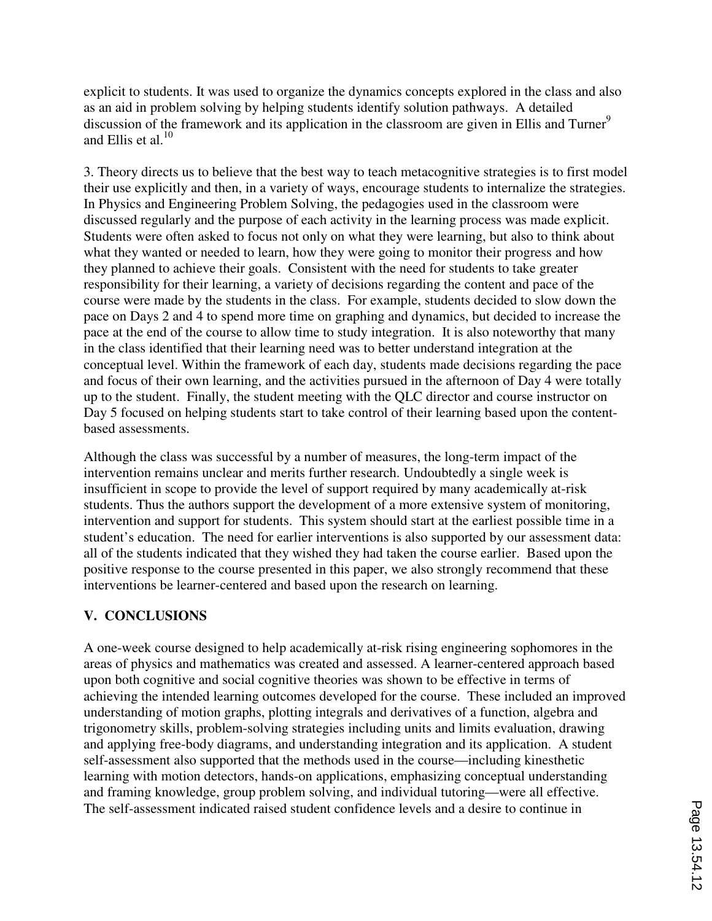explicit to students. It was used to organize the dynamics concepts explored in the class and also as an aid in problem solving by helping students identify solution pathways. A detailed discussion of the framework and its application in the classroom are given in Ellis and Turner[9] and Ellis et al.[10]

3. Theory directs us to believe that the best way to teach metacognitive strategies is to first model their use explicitly and then, in a variety of ways, encourage students to internalize the strategies. In Physics and Engineering Problem Solving, the pedagogies used in the classroom were discussed regularly and the purpose of each activity in the learning process was made explicit. Students were often asked to focus not only on what they were learning, but also to think about what they wanted or needed to learn, how they were going to monitor their progress and how they planned to achieve their goals. Consistent with the need for students to take greater responsibility for their learning, a variety of decisions regarding the content and pace of the course were made by the students in the class. For example, students decided to slow down the pace on Days 2 and 4 to spend more time on graphing and dynamics, but decided to increase the pace at the end of the course to allow time to study integration. It is also noteworthy that many in the class identified that their learning need was to better understand integration at the conceptual level. Within the framework of each day, students made decisions regarding the pace and focus of their own learning, and the activities pursued in the afternoon of Day 4 were totally up to the student. Finally, the student meeting with the QLC director and course instructor on Day 5 focused on helping students start to take control of their learning based upon the content-based assessments.

Although the class was successful by a number of measures, the long-term impact of the intervention remains unclear and merits further research. Undoubtedly a single week is insufficient in scope to provide the level of support required by many academically at-risk students. Thus the authors support the development of a more extensive system of monitoring, intervention and support for students. This system should start at the earliest possible time in a student's education. The need for earlier interventions is also supported by our assessment data: all of the students indicated that they wished they had taken the course earlier. Based upon the positive response to the course presented in this paper, we also strongly recommend that these interventions be learner-centered and based upon the research on learning.

## V. CONCLUSIONS

A one-week course designed to help academically at-risk rising engineering sophomores in the areas of physics and mathematics was created and assessed. A learner-centered approach based upon both cognitive and social cognitive theories was shown to be effective in terms of achieving the intended learning outcomes developed for the course. These included an improved understanding of motion graphs, plotting integrals and derivatives of a function, algebra and trigonometry skills, problem-solving strategies including units and limits evaluation, drawing and applying free-body diagrams, and understanding integration and its application. A student self-assessment also supported that the methods used in the course—including kinesthetic learning with motion detectors, hands-on applications, emphasizing conceptual understanding and framing knowledge, group problem solving, and individual tutoring—were all effective. The self-assessment indicated raised student confidence levels and a desire to continue in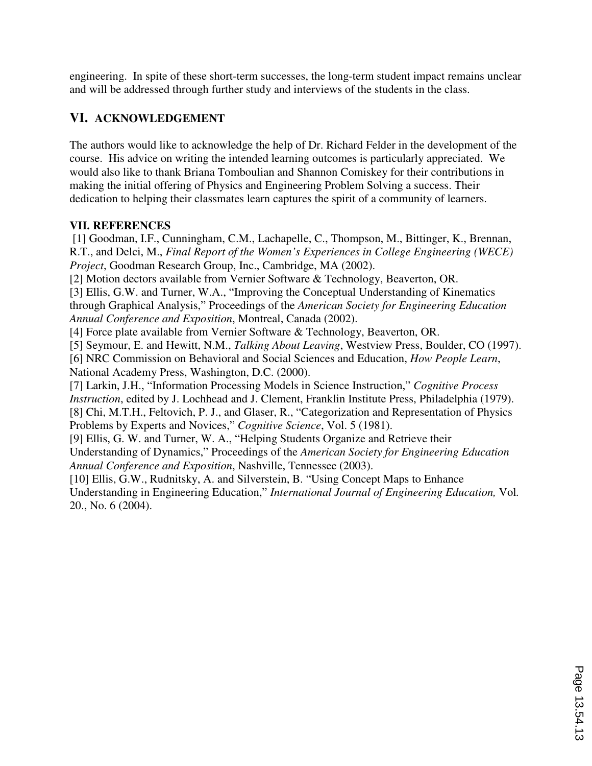engineering. In spite of these short-term successes, the long-term student impact remains unclear and will be addressed through further study and interviews of the students in the class.

## VI. ACKNOWLEDGEMENT

The authors would like to acknowledge the help of Dr. Richard Felder in the development of the course. His advice on writing the intended learning outcomes is particularly appreciated. We would also like to thank Briana Tomboulian and Shannon Comiskey for their contributions in making the initial offering of Physics and Engineering Problem Solving a success. Their dedication to helping their classmates learn captures the spirit of a community of learners.

## VII. REFERENCES

[1] Goodman, I.F., Cunningham, C.M., Lachapelle, C., Thompson, M., Bittinger, K., Brennan, R.T., and Delci, M., *Final Report of the Women's Experiences in College Engineering (WECE) Project*, Goodman Research Group, Inc., Cambridge, MA (2002).

[2] Motion dectors available from Vernier Software & Technology, Beaverton, OR.

[3] Ellis, G.W. and Turner, W.A., "Improving the Conceptual Understanding of Kinematics through Graphical Analysis," Proceedings of the *American Society for Engineering Education Annual Conference and Exposition*, Montreal, Canada (2002).

[4] Force plate available from Vernier Software & Technology, Beaverton, OR.

[5] Seymour, E. and Hewitt, N.M., *Talking About Leaving*, Westview Press, Boulder, CO (1997).

[6] NRC Commission on Behavioral and Social Sciences and Education, *How People Learn*, National Academy Press, Washington, D.C. (2000).

[7] Larkin, J.H., "Information Processing Models in Science Instruction," *Cognitive Process Instruction*, edited by J. Lochhead and J. Clement, Franklin Institute Press, Philadelphia (1979).

[8] Chi, M.T.H., Feltovich, P. J., and Glaser, R., "Categorization and Representation of Physics Problems by Experts and Novices," *Cognitive Science*, Vol. 5 (1981).

[9] Ellis, G. W. and Turner, W. A., "Helping Students Organize and Retrieve their Understanding of Dynamics," Proceedings of the *American Society for Engineering Education Annual Conference and Exposition*, Nashville, Tennessee (2003).

[10] Ellis, G.W., Rudnitsky, A. and Silverstein, B. "Using Concept Maps to Enhance Understanding in Engineering Education," *International Journal of Engineering Education,* Vol. 20., No. 6 (2004).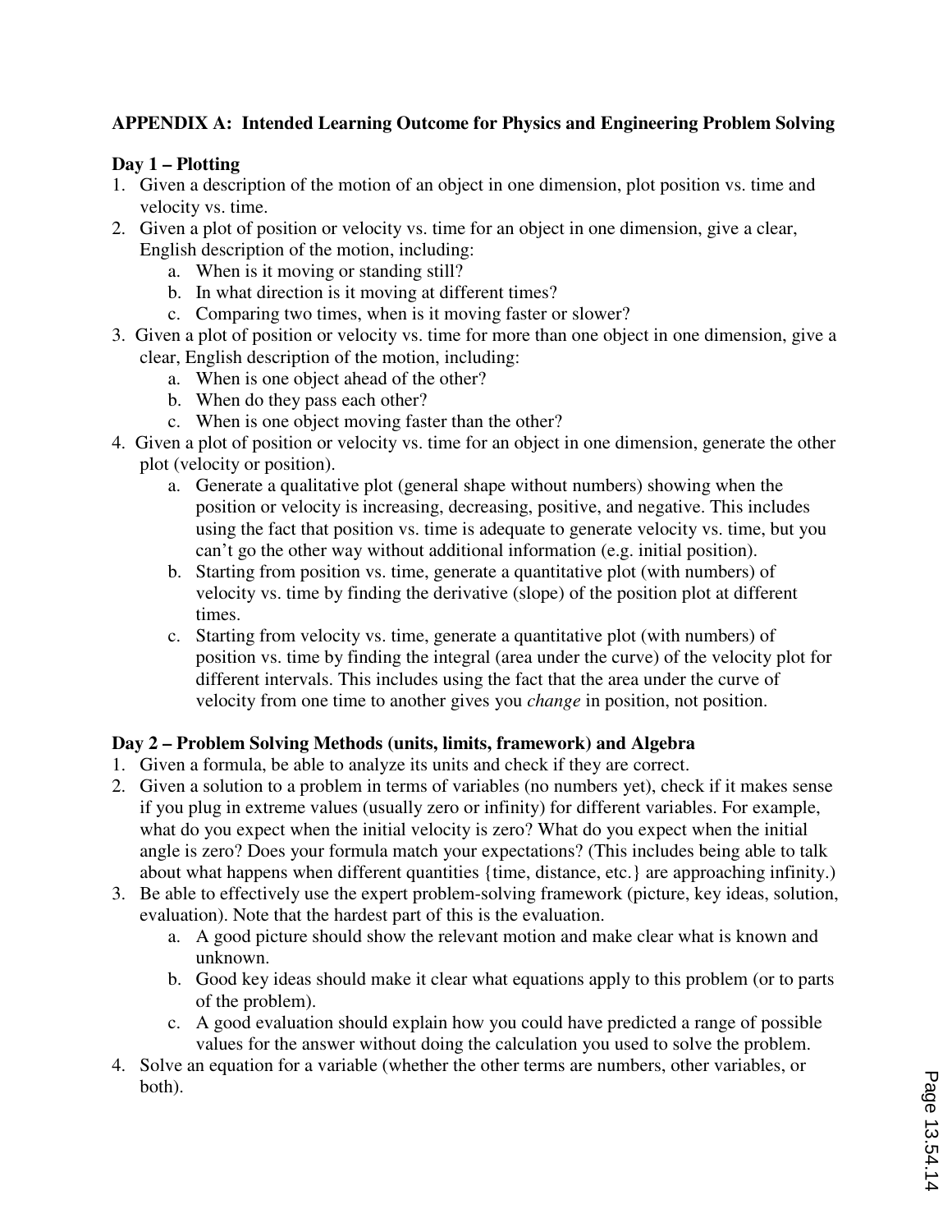## APPENDIX A: Intended Learning Outcome for Physics and Engineering Problem Solving

### Day 1 – Plotting

1. Given a description of the motion of an object in one dimension, plot position vs. time and velocity vs. time.
2. Given a plot of position or velocity vs. time for an object in one dimension, give a clear, English description of the motion, including:
   a. When is it moving or standing still?
   b. In what direction is it moving at different times?
   c. Comparing two times, when is it moving faster or slower?
3. Given a plot of position or velocity vs. time for more than one object in one dimension, give a clear, English description of the motion, including:
   a. When is one object ahead of the other?
   b. When do they pass each other?
   c. When is one object moving faster than the other?
4. Given a plot of position or velocity vs. time for an object in one dimension, generate the other plot (velocity or position).
   a. Generate a qualitative plot (general shape without numbers) showing when the position or velocity is increasing, decreasing, positive, and negative. This includes using the fact that position vs. time is adequate to generate velocity vs. time, but you can't go the other way without additional information (e.g. initial position).
   b. Starting from position vs. time, generate a quantitative plot (with numbers) of velocity vs. time by finding the derivative (slope) of the position plot at different times.
   c. Starting from velocity vs. time, generate a quantitative plot (with numbers) of position vs. time by finding the integral (area under the curve) of the velocity plot for different intervals. This includes using the fact that the area under the curve of velocity from one time to another gives you *change* in position, not position.

### Day 2 – Problem Solving Methods (units, limits, framework) and Algebra

1. Given a formula, be able to analyze its units and check if they are correct.
2. Given a solution to a problem in terms of variables (no numbers yet), check if it makes sense if you plug in extreme values (usually zero or infinity) for different variables. For example, what do you expect when the initial velocity is zero? What do you expect when the initial angle is zero? Does your formula match your expectations? (This includes being able to talk about what happens when different quantities {time, distance, etc.} are approaching infinity.)
3. Be able to effectively use the expert problem-solving framework (picture, key ideas, solution, evaluation). Note that the hardest part of this is the evaluation.
   a. A good picture should show the relevant motion and make clear what is known and unknown.
   b. Good key ideas should make it clear what equations apply to this problem (or to parts of the problem).
   c. A good evaluation should explain how you could have predicted a range of possible values for the answer without doing the calculation you used to solve the problem.
4. Solve an equation for a variable (whether the other terms are numbers, other variables, or both).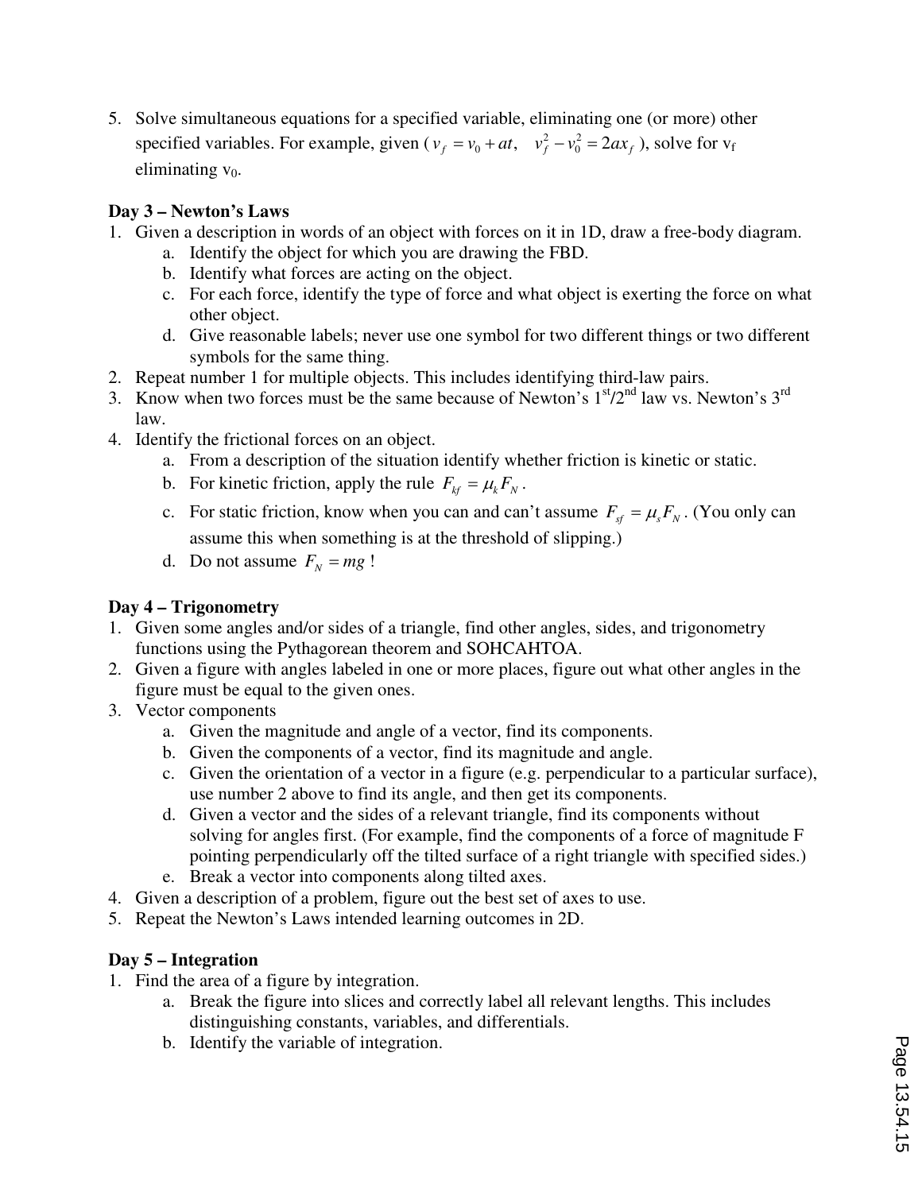5. Solve simultaneous equations for a specified variable, eliminating one (or more) other specified variables. For example, given ( $v_f = v_0 + at, \quad v_f^2 - v_0^2 = 2ax_f$ ), solve for $v_f$ eliminating $v_0$.

**Day 3 – Newton's Laws**

1. Given a description in words of an object with forces on it in 1D, draw a free-body diagram.
    a. Identify the object for which you are drawing the FBD.
    b. Identify what forces are acting on the object.
    c. For each force, identify the type of force and what object is exerting the force on what other object.
    d. Give reasonable labels; never use one symbol for two different things or two different symbols for the same thing.
2. Repeat number 1 for multiple objects. This includes identifying third-law pairs.
3. Know when two forces must be the same because of Newton's 1st/2nd law vs. Newton's 3rd law.
4. Identify the frictional forces on an object.
    a. From a description of the situation identify whether friction is kinetic or static.
    b. For kinetic friction, apply the rule $F_{kf} = \mu_k F_N$.
    c. For static friction, know when you can and can't assume $F_{sf} = \mu_s F_N$. (You only can assume this when something is at the threshold of slipping.)
    d. Do not assume $F_N = mg$ !

**Day 4 – Trigonometry**

1. Given some angles and/or sides of a triangle, find other angles, sides, and trigonometry functions using the Pythagorean theorem and SOHCAHTOA.
2. Given a figure with angles labeled in one or more places, figure out what other angles in the figure must be equal to the given ones.
3. Vector components
    a. Given the magnitude and angle of a vector, find its components.
    b. Given the components of a vector, find its magnitude and angle.
    c. Given the orientation of a vector in a figure (e.g. perpendicular to a particular surface), use number 2 above to find its angle, and then get its components.
    d. Given a vector and the sides of a relevant triangle, find its components without solving for angles first. (For example, find the components of a force of magnitude F pointing perpendicularly off the tilted surface of a right triangle with specified sides.)
    e. Break a vector into components along tilted axes.
4. Given a description of a problem, figure out the best set of axes to use.
5. Repeat the Newton's Laws intended learning outcomes in 2D.

**Day 5 – Integration**

1. Find the area of a figure by integration.
    a. Break the figure into slices and correctly label all relevant lengths. This includes distinguishing constants, variables, and differentials.
    b. Identify the variable of integration.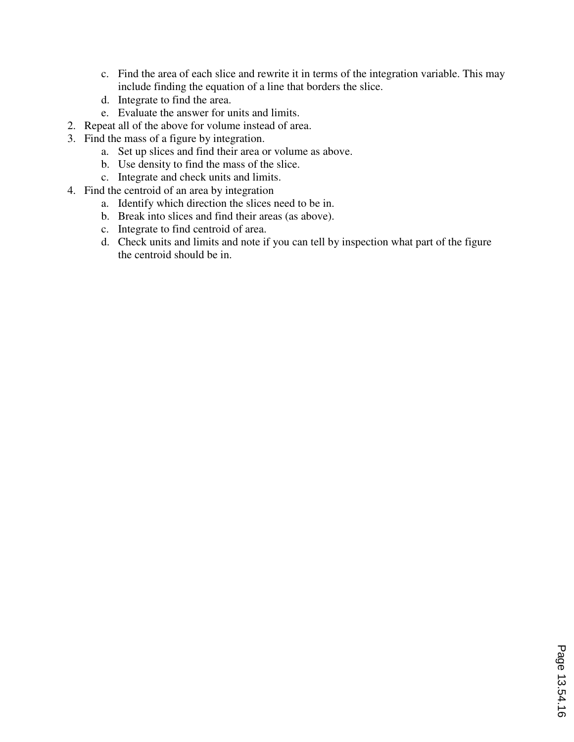c. Find the area of each slice and rewrite it in terms of the integration variable. This may include finding the equation of a line that borders the slice.
   d. Integrate to find the area.
   e. Evaluate the answer for units and limits.
2. Repeat all of the above for volume instead of area.
3. Find the mass of a figure by integration.
   a. Set up slices and find their area or volume as above.
   b. Use density to find the mass of the slice.
   c. Integrate and check units and limits.
4. Find the centroid of an area by integration
   a. Identify which direction the slices need to be in.
   b. Break into slices and find their areas (as above).
   c. Integrate to find centroid of area.
   d. Check units and limits and note if you can tell by inspection what part of the figure the centroid should be in.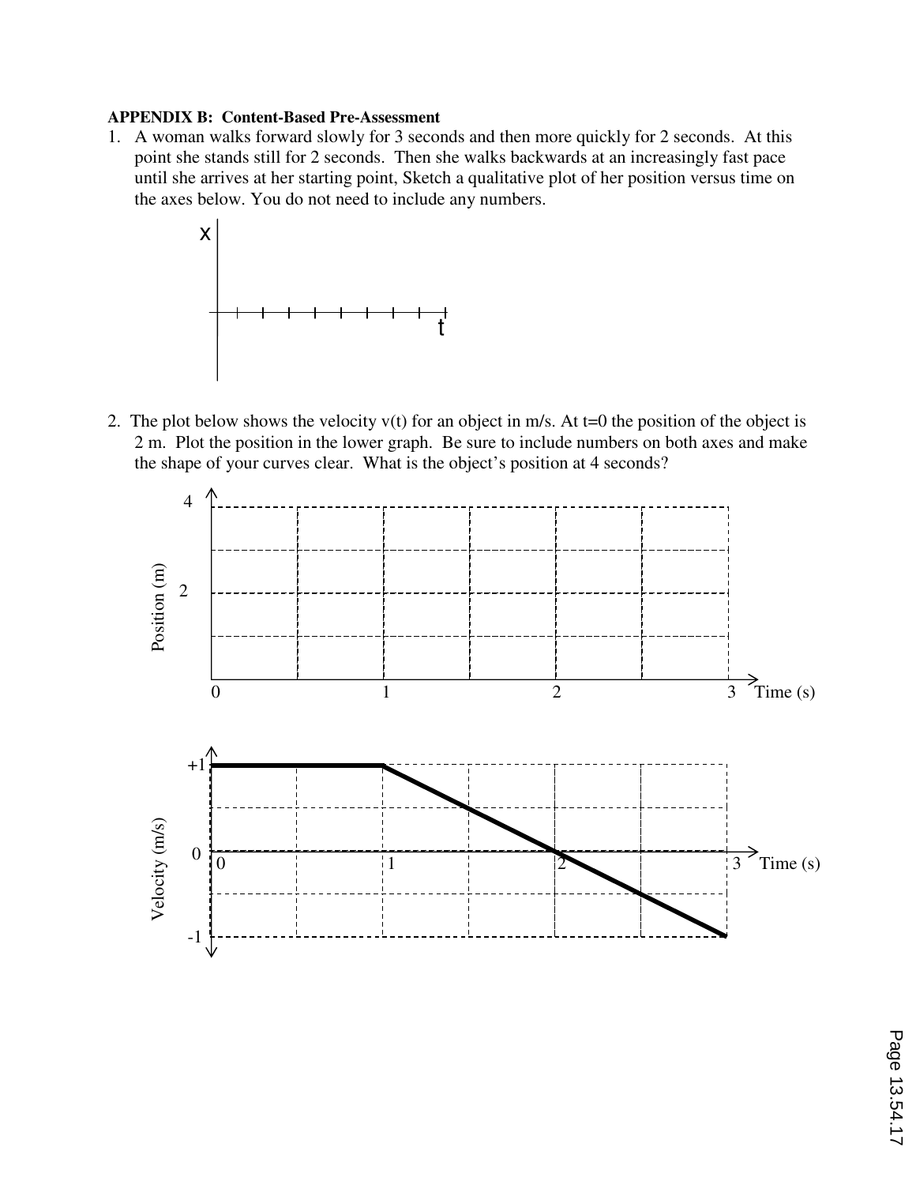**APPENDIX B: Content-Based Pre-Assessment**

1. A woman walks forward slowly for 3 seconds and then more quickly for 2 seconds. At this point she stands still for 2 seconds. Then she walks backwards at an increasingly fast pace until she arrives at her starting point, Sketch a qualitative plot of her position versus time on the axes below. You do not need to include any numbers.

2. The plot below shows the velocity v(t) for an object in m/s. At t=0 the position of the object is 2 m. Plot the position in the lower graph. Be sure to include numbers on both axes and make the shape of your curves clear. What is the object's position at 4 seconds?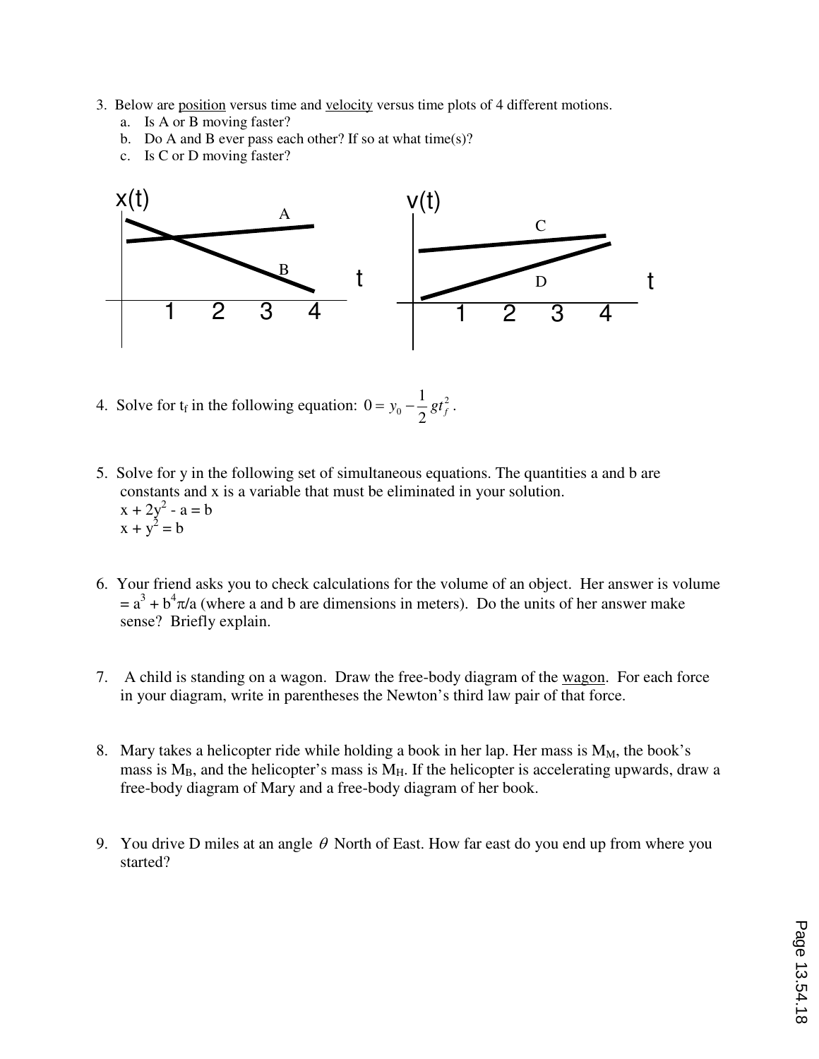3. Below are <u>position</u> versus time and <u>velocity</u> versus time plots of 4 different motions.
   a. Is A or B moving faster?
   b. Do A and B ever pass each other? If so at what time(s)?
   c. Is C or D moving faster?

4. Solve for $t_f$ in the following equation: $0 = y_0 - \frac{1}{2} g t_f^2$.

5. Solve for y in the following set of simultaneous equations. The quantities a and b are constants and x is a variable that must be eliminated in your solution.
   $x + 2y^2 - a = b$
   $x + y^2 = b$

6. Your friend asks you to check calculations for the volume of an object. Her answer is volume $= a^3 + b^4\pi/a$ (where a and b are dimensions in meters). Do the units of her answer make sense? Briefly explain.

7. A child is standing on a wagon. Draw the free-body diagram of the <u>wagon</u>. For each force in your diagram, write in parentheses the Newton's third law pair of that force.

8. Mary takes a helicopter ride while holding a book in her lap. Her mass is $M_M$, the book's mass is $M_B$, and the helicopter's mass is $M_H$. If the helicopter is accelerating upwards, draw a free-body diagram of Mary and a free-body diagram of her book.

9. You drive D miles at an angle $\theta$ North of East. How far east do you end up from where you started?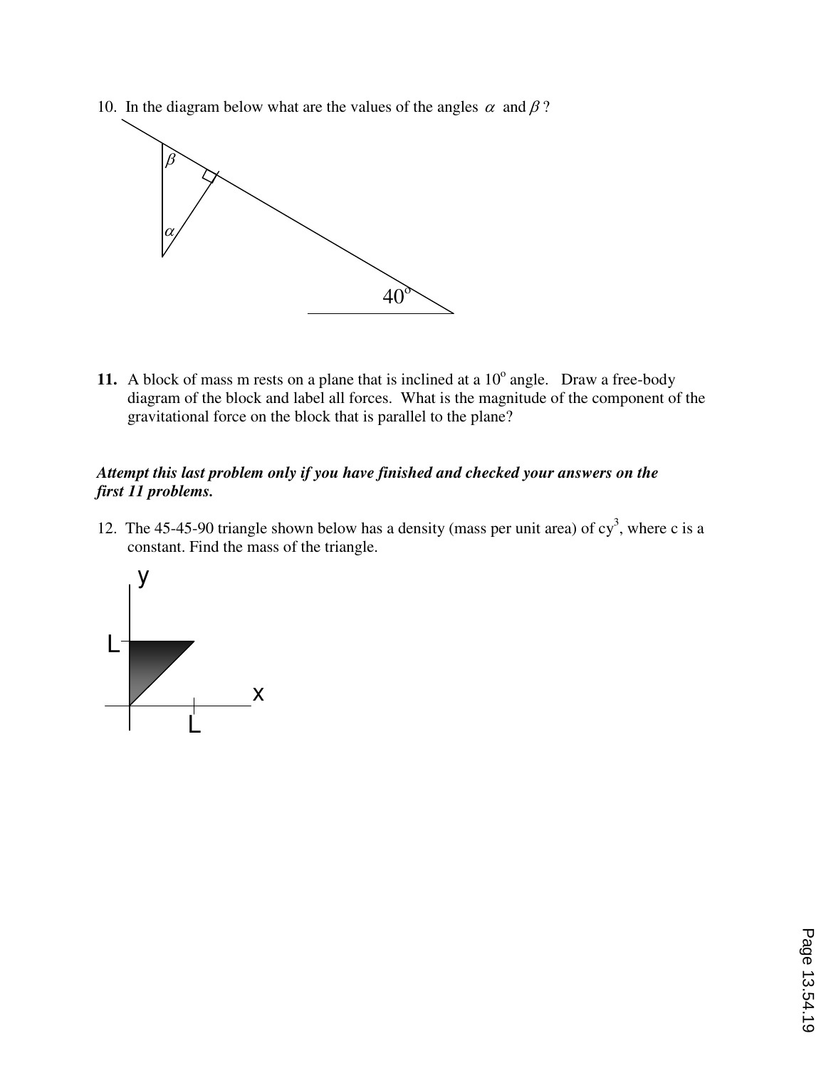10. In the diagram below what are the values of the angles $\alpha$ and $\beta$?

$\beta$

$\alpha$

$40^o$

**11.** A block of mass m rests on a plane that is inclined at a $10^o$ angle. Draw a free-body diagram of the block and label all forces. What is the magnitude of the component of the gravitational force on the block that is parallel to the plane?

***Attempt this last problem only if you have finished and checked your answers on the first 11 problems.***

12. The 45-45-90 triangle shown below has a density (mass per unit area) of $cy^3$, where c is a constant. Find the mass of the triangle.

y

L

x

L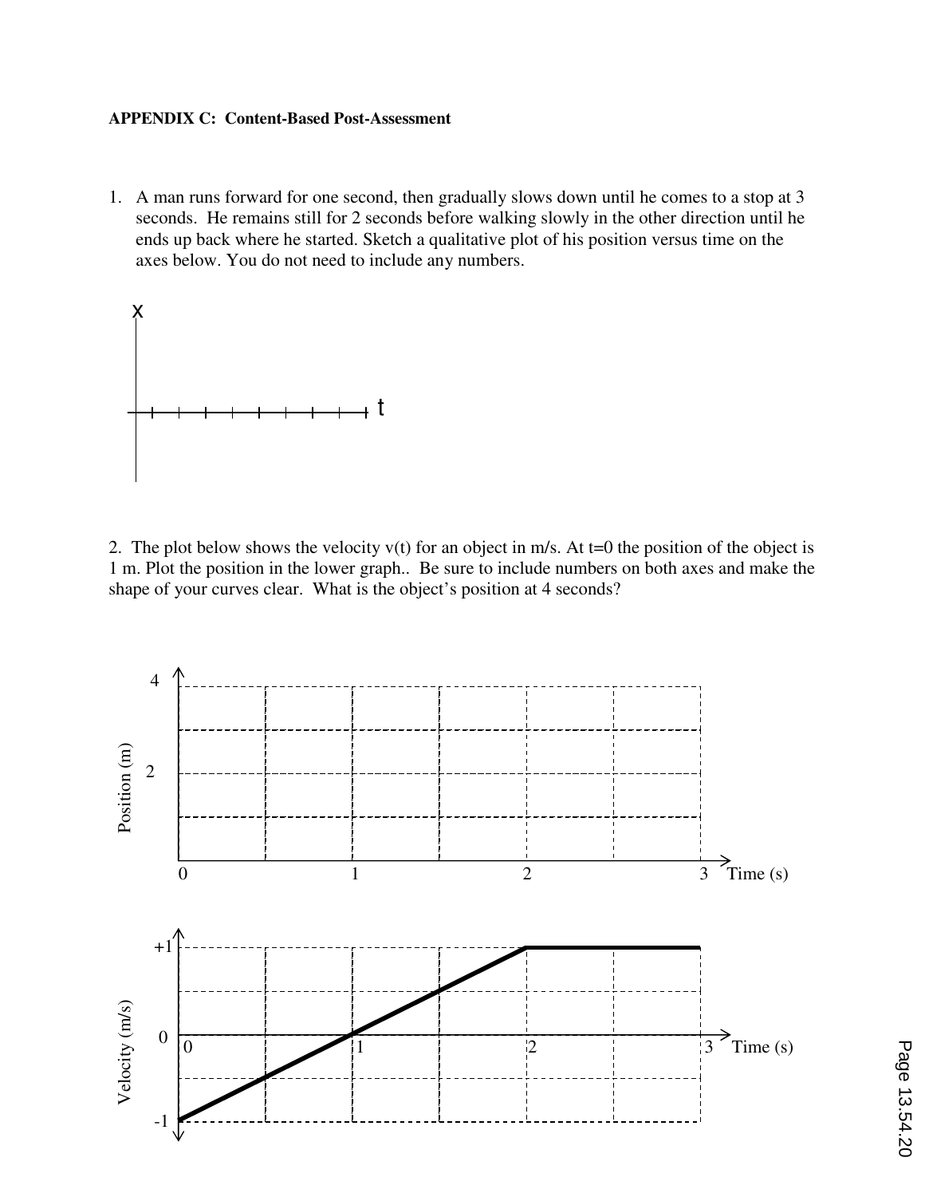**APPENDIX C: Content-Based Post-Assessment**

1. A man runs forward for one second, then gradually slows down until he comes to a stop at 3 seconds. He remains still for 2 seconds before walking slowly in the other direction until he ends up back where he started. Sketch a qualitative plot of his position versus time on the axes below. You do not need to include any numbers.

2. The plot below shows the velocity v(t) for an object in m/s. At t=0 the position of the object is 1 m. Plot the position in the lower graph.. Be sure to include numbers on both axes and make the shape of your curves clear. What is the object's position at 4 seconds?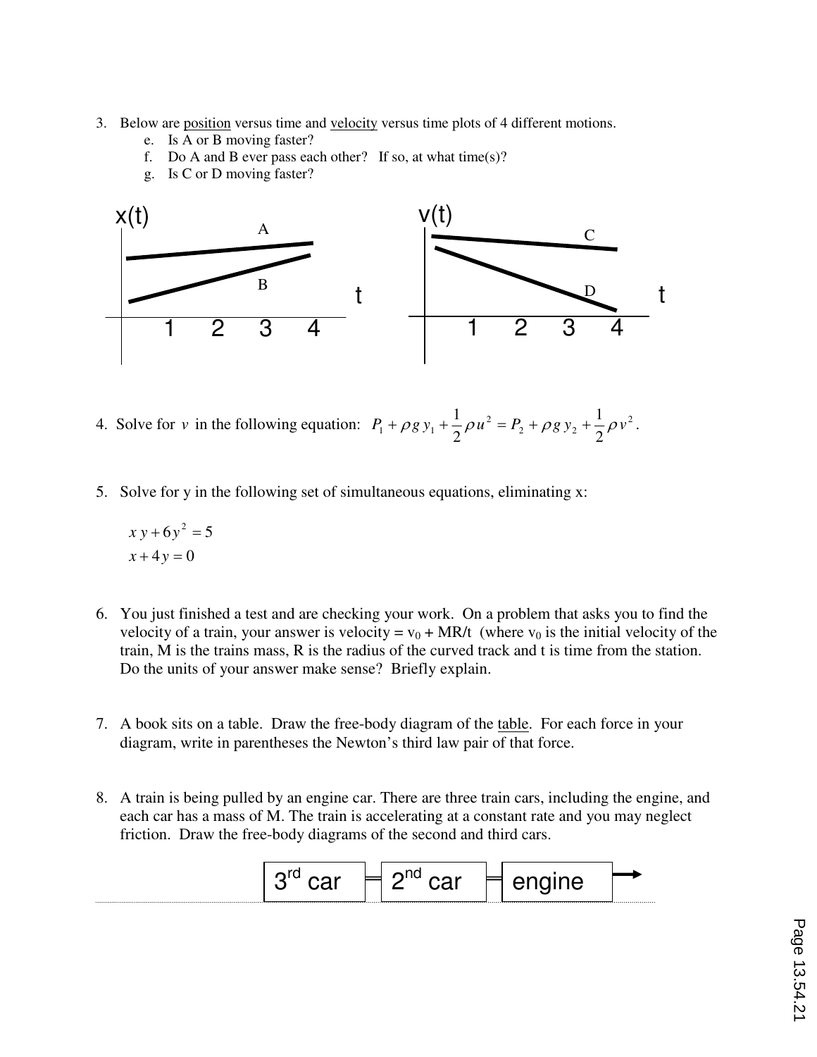3. Below are position versus time and velocity versus time plots of 4 different motions.
   e. Is A or B moving faster?
   f. Do A and B ever pass each other? If so, at what time(s)?
   g. Is C or D moving faster?

4. Solve for $v$ in the following equation: $P_1 + \rho g y_1 + \frac{1}{2}\rho u^2 = P_2 + \rho g y_2 + \frac{1}{2}\rho v^2$.

5. Solve for y in the following set of simultaneous equations, eliminating x:

$$x\,y + 6y^2 = 5$$
$$x + 4y = 0$$

6. You just finished a test and are checking your work. On a problem that asks you to find the velocity of a train, your answer is velocity = $v_0$ + MR/t (where $v_0$ is the initial velocity of the train, M is the trains mass, R is the radius of the curved track and t is time from the station. Do the units of your answer make sense? Briefly explain.

7. A book sits on a table. Draw the free-body diagram of the table. For each force in your diagram, write in parentheses the Newton's third law pair of that force.

8. A train is being pulled by an engine car. There are three train cars, including the engine, and each car has a mass of M. The train is accelerating at a constant rate and you may neglect friction. Draw the free-body diagrams of the second and third cars.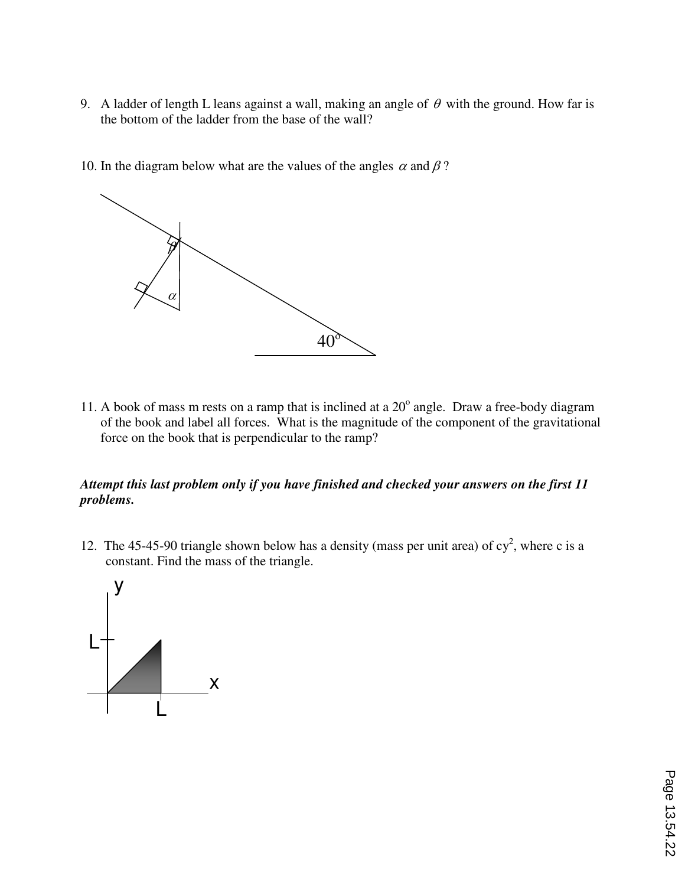9. A ladder of length L leans against a wall, making an angle of $\theta$ with the ground. How far is the bottom of the ladder from the base of the wall?

10. In the diagram below what are the values of the angles $\alpha$ and $\beta$?

11. A book of mass m rests on a ramp that is inclined at a $20^{\circ}$ angle. Draw a free-body diagram of the book and label all forces. What is the magnitude of the component of the gravitational force on the book that is perpendicular to the ramp?

***Attempt this last problem only if you have finished and checked your answers on the first 11 problems.***

12. The 45-45-90 triangle shown below has a density (mass per unit area) of $cy^2$, where c is a constant. Find the mass of the triangle.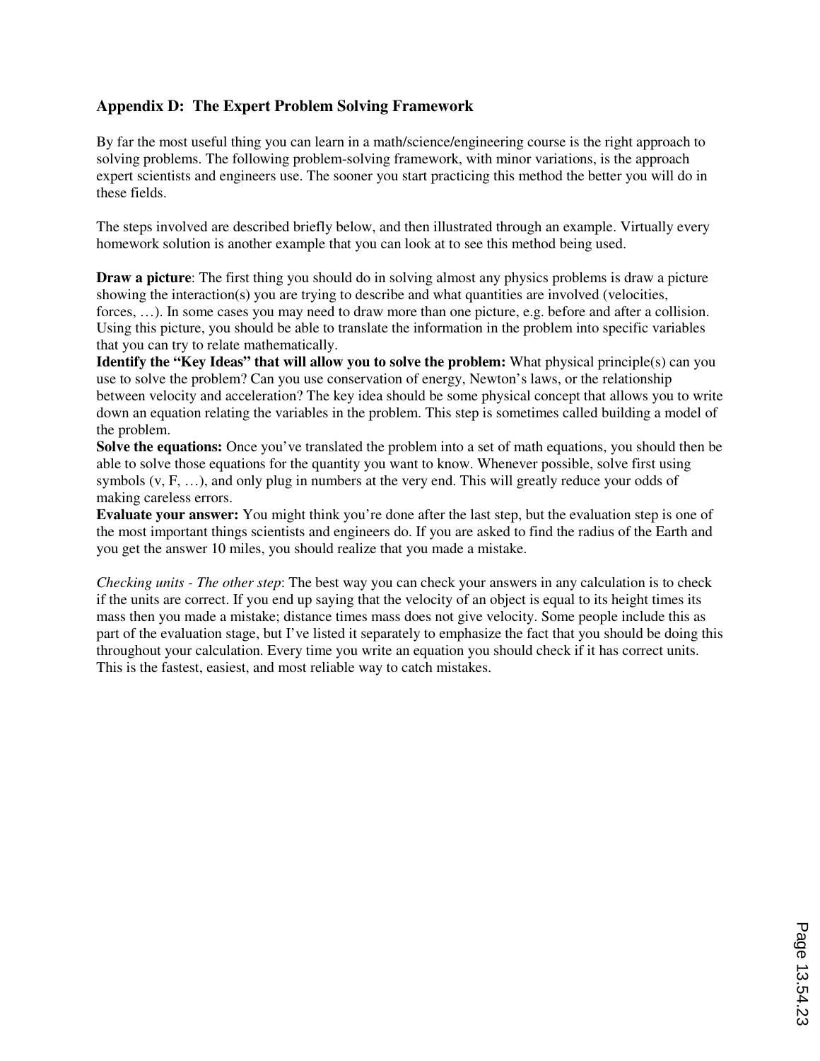## Appendix D: The Expert Problem Solving Framework

By far the most useful thing you can learn in a math/science/engineering course is the right approach to solving problems. The following problem-solving framework, with minor variations, is the approach expert scientists and engineers use. The sooner you start practicing this method the better you will do in these fields.

The steps involved are described briefly below, and then illustrated through an example. Virtually every homework solution is another example that you can look at to see this method being used.

**Draw a picture**: The first thing you should do in solving almost any physics problems is draw a picture showing the interaction(s) you are trying to describe and what quantities are involved (velocities, forces, …). In some cases you may need to draw more than one picture, e.g. before and after a collision. Using this picture, you should be able to translate the information in the problem into specific variables that you can try to relate mathematically.

**Identify the "Key Ideas" that will allow you to solve the problem:** What physical principle(s) can you use to solve the problem? Can you use conservation of energy, Newton's laws, or the relationship between velocity and acceleration? The key idea should be some physical concept that allows you to write down an equation relating the variables in the problem. This step is sometimes called building a model of the problem.

**Solve the equations:** Once you've translated the problem into a set of math equations, you should then be able to solve those equations for the quantity you want to know. Whenever possible, solve first using symbols (v, F, …), and only plug in numbers at the very end. This will greatly reduce your odds of making careless errors.

**Evaluate your answer:** You might think you're done after the last step, but the evaluation step is one of the most important things scientists and engineers do. If you are asked to find the radius of the Earth and you get the answer 10 miles, you should realize that you made a mistake.

*Checking units - The other step*: The best way you can check your answers in any calculation is to check if the units are correct. If you end up saying that the velocity of an object is equal to its height times its mass then you made a mistake; distance times mass does not give velocity. Some people include this as part of the evaluation stage, but I've listed it separately to emphasize the fact that you should be doing this throughout your calculation. Every time you write an equation you should check if it has correct units. This is the fastest, easiest, and most reliable way to catch mistakes.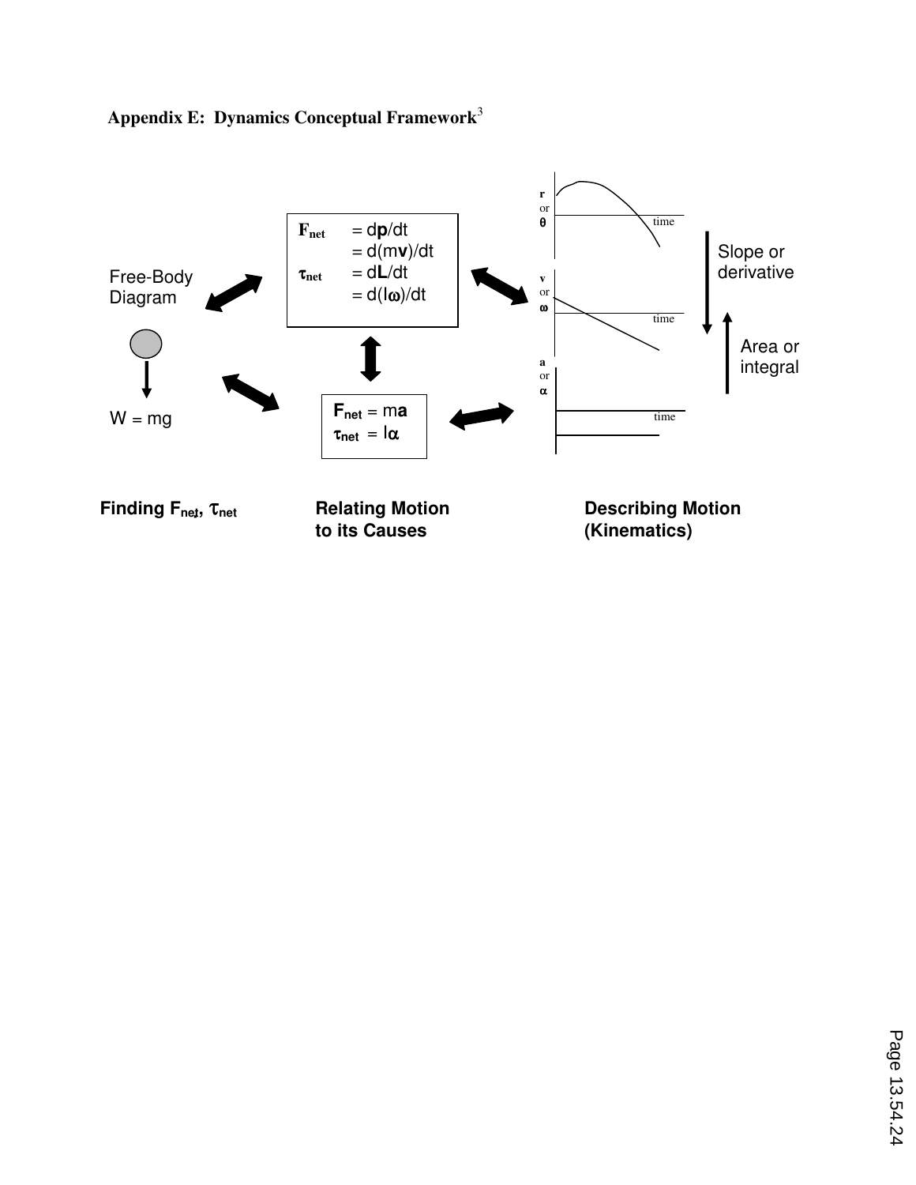**Appendix E: Dynamics Conceptual Framework**[3]

$\mathbf{F}_{net} = d\mathbf{p}/dt = d(m\mathbf{v})/dt$

$\tau_{net} = d\mathbf{L}/dt = d(I\omega)/dt$

Free-Body Diagram

W = mg

$\mathbf{F}_{net} = m\mathbf{a}$

$\tau_{net} = I\alpha$

r or θ

v or ω

a or α

time

time

time

Slope or derivative

Area or integral

**Finding $F_{net}$, $\tau_{net}$**

**Relating Motion to its Causes**

**Describing Motion (Kinematics)**